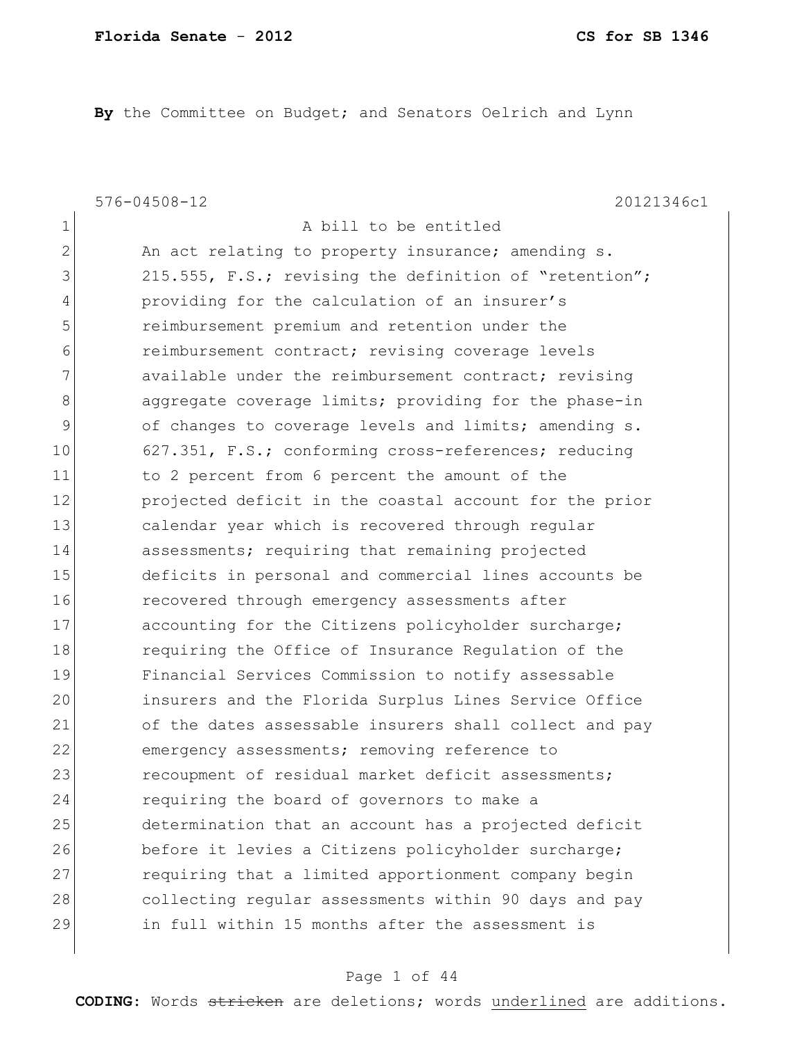**By** the Committee on Budget; and Senators Oelrich and Lynn

576-04508-12 20121346c1

1 A bill to be entitled
2 An act relating to property insurance; amending s.
3 215.555, F.S.; revising the definition of "retention";
4 providing for the calculation of an insurer's
5 reimbursement premium and retention under the
6 reimbursement contract; revising coverage levels
7 available under the reimbursement contract; revising
8 aggregate coverage limits; providing for the phase-in
9 of changes to coverage levels and limits; amending s.
10 627.351, F.S.; conforming cross-references; reducing
11 to 2 percent from 6 percent the amount of the
12 projected deficit in the coastal account for the prior
13 calendar year which is recovered through regular
14 assessments; requiring that remaining projected
15 deficits in personal and commercial lines accounts be
16 recovered through emergency assessments after
17 accounting for the Citizens policyholder surcharge;
18 requiring the Office of Insurance Regulation of the
19 Financial Services Commission to notify assessable
20 insurers and the Florida Surplus Lines Service Office
21 of the dates assessable insurers shall collect and pay
22 emergency assessments; removing reference to
23 recoupment of residual market deficit assessments;
24 requiring the board of governors to make a
25 determination that an account has a projected deficit
26 before it levies a Citizens policyholder surcharge;
27 requiring that a limited apportionment company begin
28 collecting regular assessments within 90 days and pay
29 in full within 15 months after the assessment is

**CODING:** Words ~~stricken~~ are deletions; words underlined are additions.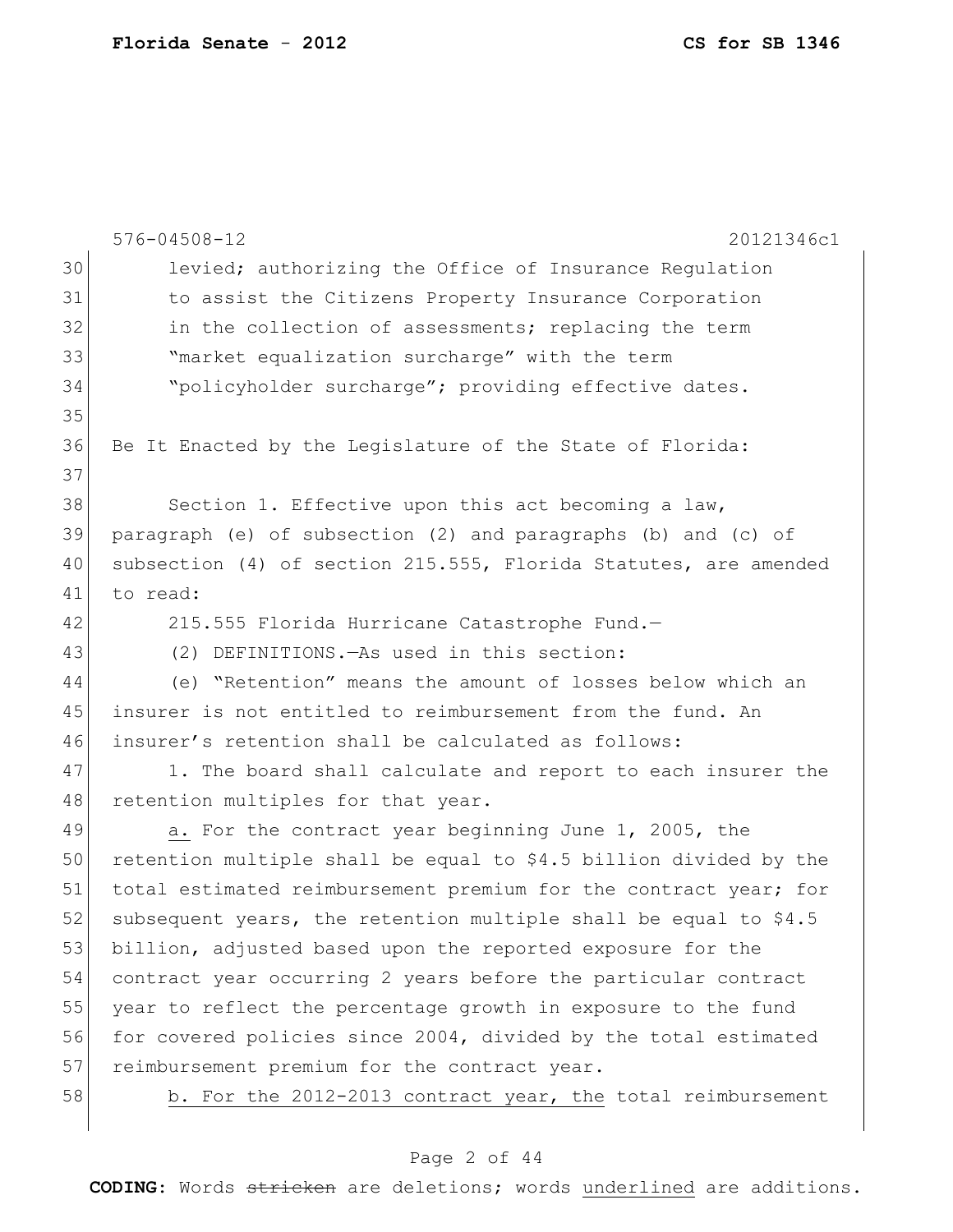576-04508-12 20121346c1

levied; authorizing the Office of Insurance Regulation to assist the Citizens Property Insurance Corporation in the collection of assessments; replacing the term "market equalization surcharge" with the term "policyholder surcharge"; providing effective dates.

Be It Enacted by the Legislature of the State of Florida:

Section 1. Effective upon this act becoming a law, paragraph (e) of subsection (2) and paragraphs (b) and (c) of subsection (4) of section 215.555, Florida Statutes, are amended to read:

215.555 Florida Hurricane Catastrophe Fund.—

(2) DEFINITIONS.—As used in this section:

(e) "Retention" means the amount of losses below which an insurer is not entitled to reimbursement from the fund. An insurer's retention shall be calculated as follows:

1. The board shall calculate and report to each insurer the retention multiples for that year.

<u>a.</u> For the contract year beginning June 1, 2005, the retention multiple shall be equal to $4.5 billion divided by the total estimated reimbursement premium for the contract year; for subsequent years, the retention multiple shall be equal to $4.5 billion, adjusted based upon the reported exposure for the contract year occurring 2 years before the particular contract year to reflect the percentage growth in exposure to the fund for covered policies since 2004, divided by the total estimated reimbursement premium for the contract year.

<u>b. For the 2012-2013 contract year, the</u> total reimbursement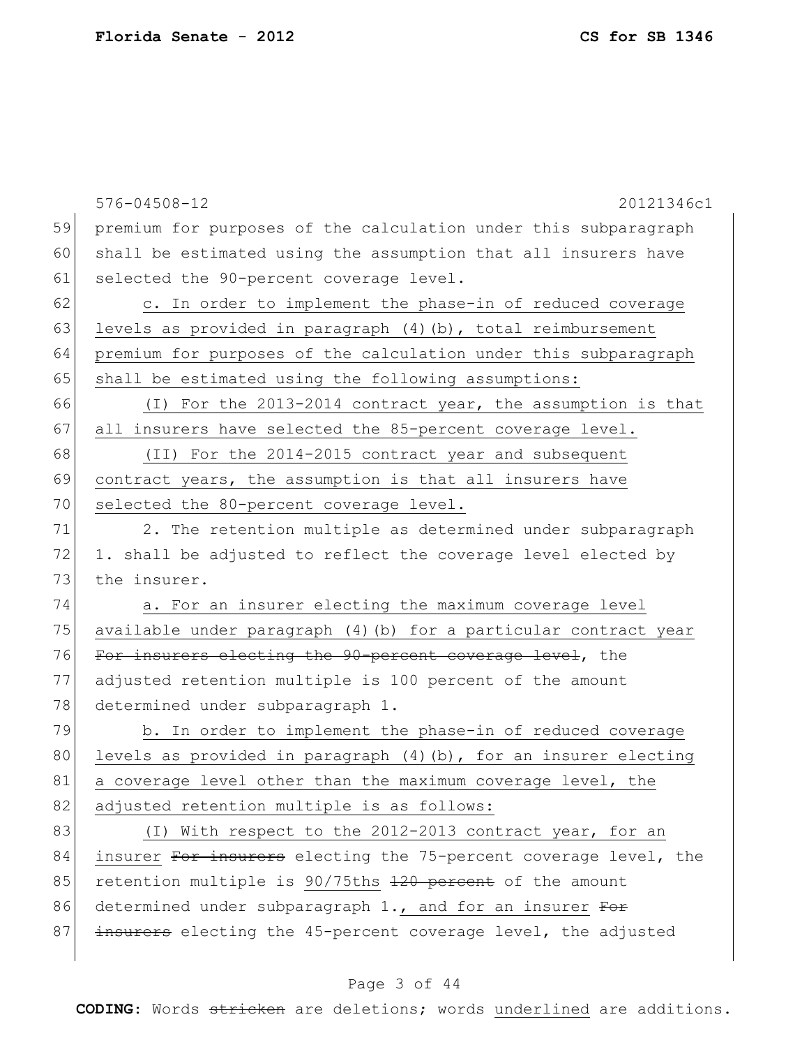premium for purposes of the calculation under this subparagraph shall be estimated using the assumption that all insurers have selected the 90-percent coverage level.

c. In order to implement the phase-in of reduced coverage levels as provided in paragraph (4)(b), total reimbursement premium for purposes of the calculation under this subparagraph shall be estimated using the following assumptions:

(I) For the 2013-2014 contract year, the assumption is that all insurers have selected the 85-percent coverage level.

(II) For the 2014-2015 contract year and subsequent contract years, the assumption is that all insurers have selected the 80-percent coverage level.

2. The retention multiple as determined under subparagraph 1. shall be adjusted to reflect the coverage level elected by the insurer.

a. For an insurer electing the maximum coverage level available under paragraph (4)(b) for a particular contract year ~~For insurers electing the 90-percent coverage level~~, the adjusted retention multiple is 100 percent of the amount determined under subparagraph 1.

b. In order to implement the phase-in of reduced coverage levels as provided in paragraph (4)(b), for an insurer electing a coverage level other than the maximum coverage level, the adjusted retention multiple is as follows:

(I) With respect to the 2012-2013 contract year, for an insurer ~~For insurers~~ electing the 75-percent coverage level, the retention multiple is 90/75ths ~~120 percent~~ of the amount determined under subparagraph 1., and for an insurer ~~For insurers~~ electing the 45-percent coverage level, the adjusted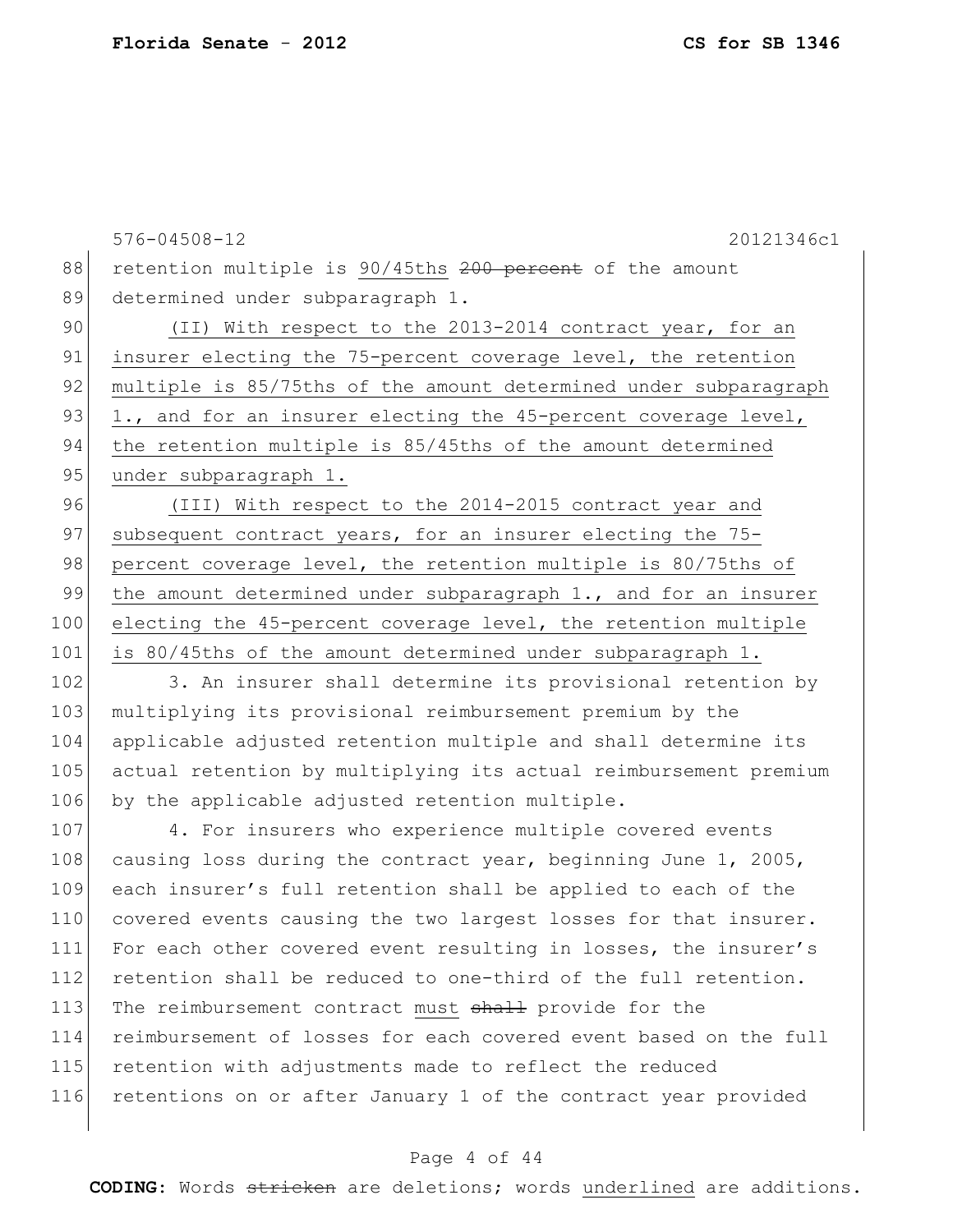576-04508-12 20121346c1

retention multiple is <u>90/45ths</u> ~~200 percent~~ of the amount determined under subparagraph 1.

<u>(II) With respect to the 2013-2014 contract year, for an insurer electing the 75-percent coverage level, the retention multiple is 85/75ths of the amount determined under subparagraph 1., and for an insurer electing the 45-percent coverage level, the retention multiple is 85/45ths of the amount determined under subparagraph 1.</u>

<u>(III) With respect to the 2014-2015 contract year and subsequent contract years, for an insurer electing the 75-percent coverage level, the retention multiple is 80/75ths of the amount determined under subparagraph 1., and for an insurer electing the 45-percent coverage level, the retention multiple is 80/45ths of the amount determined under subparagraph 1.</u>

3. An insurer shall determine its provisional retention by multiplying its provisional reimbursement premium by the applicable adjusted retention multiple and shall determine its actual retention by multiplying its actual reimbursement premium by the applicable adjusted retention multiple.

4. For insurers who experience multiple covered events causing loss during the contract year, beginning June 1, 2005, each insurer's full retention shall be applied to each of the covered events causing the two largest losses for that insurer. For each other covered event resulting in losses, the insurer's retention shall be reduced to one-third of the full retention. The reimbursement contract <u>must</u> ~~shall~~ provide for the reimbursement of losses for each covered event based on the full retention with adjustments made to reflect the reduced retentions on or after January 1 of the contract year provided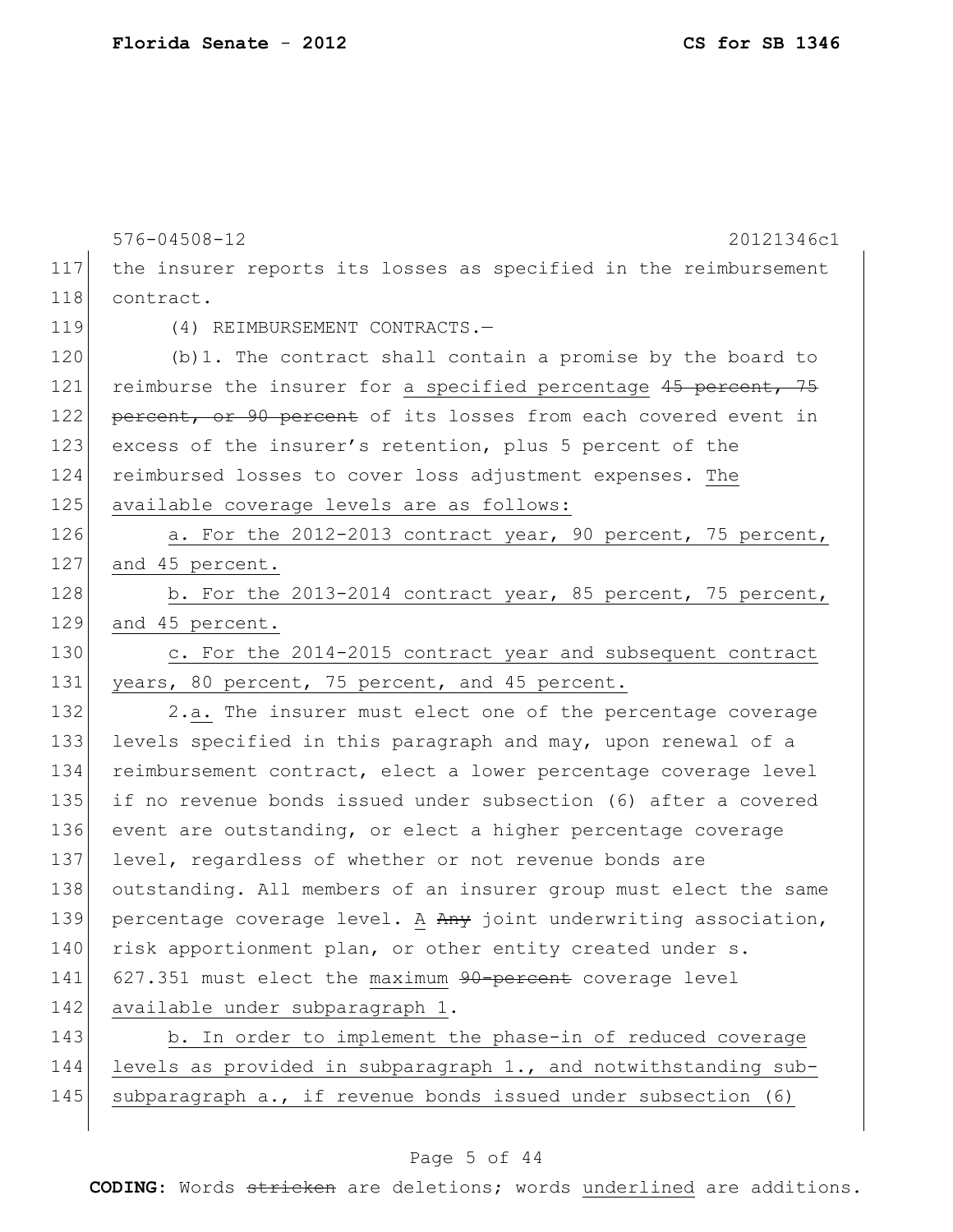the insurer reports its losses as specified in the reimbursement contract.

(4) REIMBURSEMENT CONTRACTS.—

(b)1. The contract shall contain a promise by the board to reimburse the insurer for <u>a specified percentage</u> ~~45 percent, 75 percent, or 90 percent~~ of its losses from each covered event in excess of the insurer's retention, plus 5 percent of the reimbursed losses to cover loss adjustment expenses. <u>The available coverage levels are as follows:</u>

<u>a. For the 2012-2013 contract year, 90 percent, 75 percent, and 45 percent.</u>

<u>b. For the 2013-2014 contract year, 85 percent, 75 percent, and 45 percent.</u>

<u>c. For the 2014-2015 contract year and subsequent contract years, 80 percent, 75 percent, and 45 percent.</u>

2.<u>a.</u> The insurer must elect one of the percentage coverage levels specified in this paragraph and may, upon renewal of a reimbursement contract, elect a lower percentage coverage level if no revenue bonds issued under subsection (6) after a covered event are outstanding, or elect a higher percentage coverage level, regardless of whether or not revenue bonds are outstanding. All members of an insurer group must elect the same percentage coverage level. <u>A</u> ~~Any~~ joint underwriting association, risk apportionment plan, or other entity created under s. 627.351 must elect the <u>maximum</u> ~~90-percent~~ coverage level <u>available under subparagraph 1</u>.

<u>b. In order to implement the phase-in of reduced coverage levels as provided in subparagraph 1., and notwithstanding sub-subparagraph a., if revenue bonds issued under subsection (6)</u>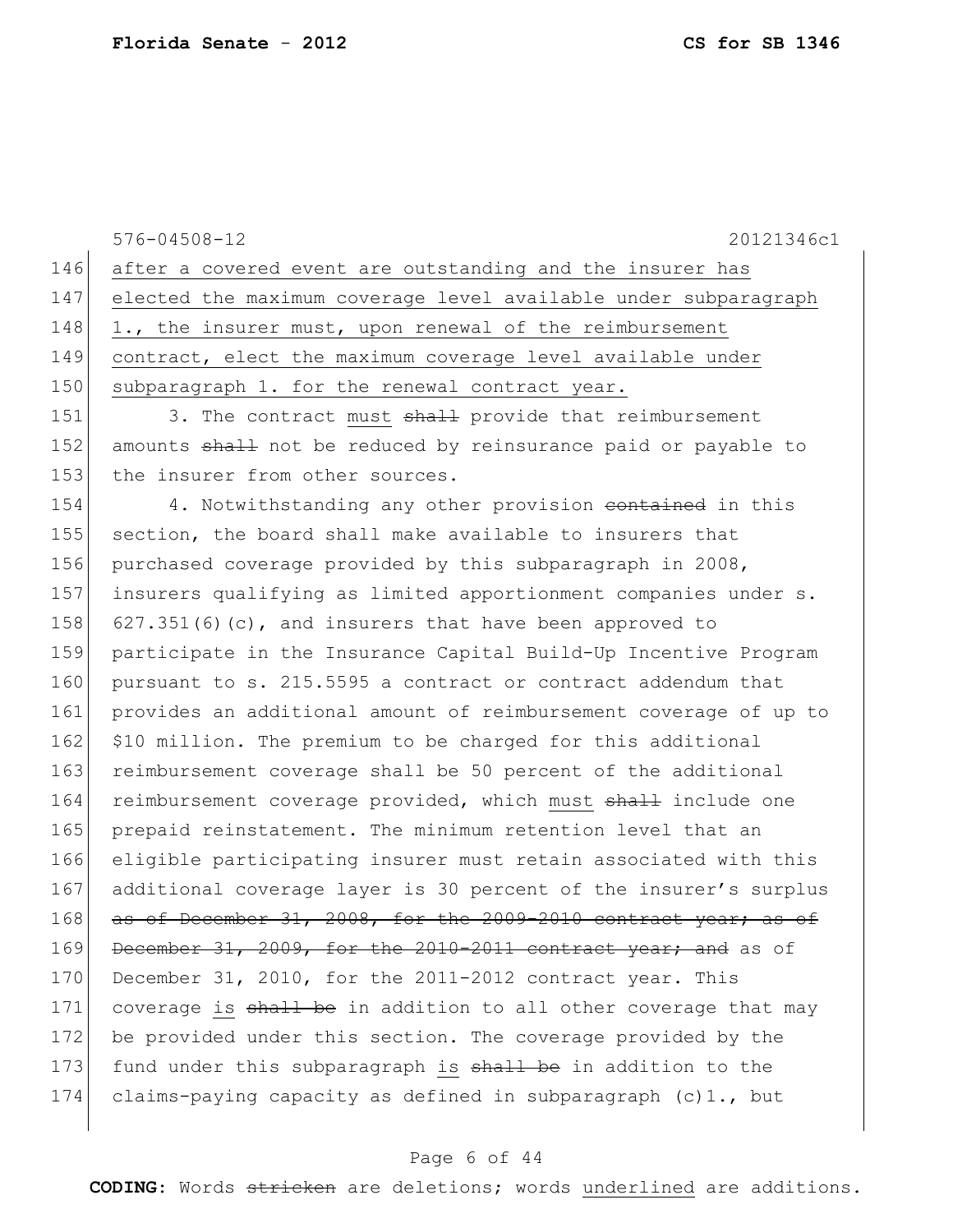after a covered event are outstanding and the insurer has elected the maximum coverage level available under subparagraph 1., the insurer must, upon renewal of the reimbursement contract, elect the maximum coverage level available under subparagraph 1. for the renewal contract year.

3. The contract must ~~shall~~ provide that reimbursement amounts ~~shall~~ not be reduced by reinsurance paid or payable to the insurer from other sources.

4. Notwithstanding any other provision ~~contained~~ in this section, the board shall make available to insurers that purchased coverage provided by this subparagraph in 2008, insurers qualifying as limited apportionment companies under s. 627.351(6)(c), and insurers that have been approved to participate in the Insurance Capital Build-Up Incentive Program pursuant to s. 215.5595 a contract or contract addendum that provides an additional amount of reimbursement coverage of up to \$10 million. The premium to be charged for this additional reimbursement coverage shall be 50 percent of the additional reimbursement coverage provided, which must ~~shall~~ include one prepaid reinstatement. The minimum retention level that an eligible participating insurer must retain associated with this additional coverage layer is 30 percent of the insurer's surplus ~~as of December 31, 2008, for the 2009-2010 contract year; as of December 31, 2009, for the 2010-2011 contract year; and~~ as of December 31, 2010, for the 2011-2012 contract year. This coverage is ~~shall be~~ in addition to all other coverage that may be provided under this section. The coverage provided by the fund under this subparagraph is ~~shall be~~ in addition to the claims-paying capacity as defined in subparagraph (c)1., but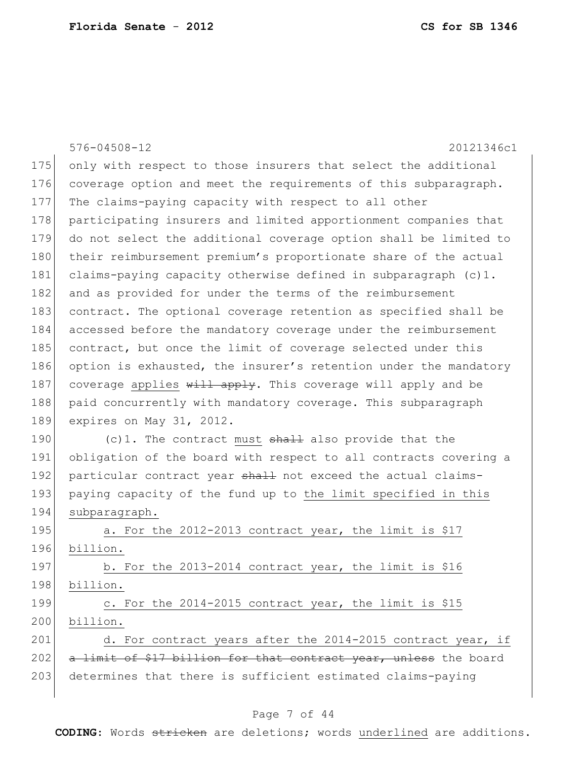576-04508-12 20121346c1

only with respect to those insurers that select the additional coverage option and meet the requirements of this subparagraph. The claims-paying capacity with respect to all other participating insurers and limited apportionment companies that do not select the additional coverage option shall be limited to their reimbursement premium's proportionate share of the actual claims-paying capacity otherwise defined in subparagraph (c)1. and as provided for under the terms of the reimbursement contract. The optional coverage retention as specified shall be accessed before the mandatory coverage under the reimbursement contract, but once the limit of coverage selected under this option is exhausted, the insurer's retention under the mandatory coverage <u>applies</u> ~~will apply~~. This coverage will apply and be paid concurrently with mandatory coverage. This subparagraph expires on May 31, 2012.

(c)1. The contract <u>must</u> ~~shall~~ also provide that the obligation of the board with respect to all contracts covering a particular contract year ~~shall~~ not exceed the actual claims-paying capacity of the fund up to <u>the limit specified in this subparagraph.</u>

<u>a. For the 2012-2013 contract year, the limit is $17 billion.</u>

<u>b. For the 2013-2014 contract year, the limit is $16 billion.</u>

<u>c. For the 2014-2015 contract year, the limit is $15 billion.</u>

<u>d. For contract years after the 2014-2015 contract year, if</u> ~~a limit of $17 billion for that contract year, unless~~ the board determines that there is sufficient estimated claims-paying

**CODING:** Words ~~stricken~~ are deletions; words <u>underlined</u> are additions.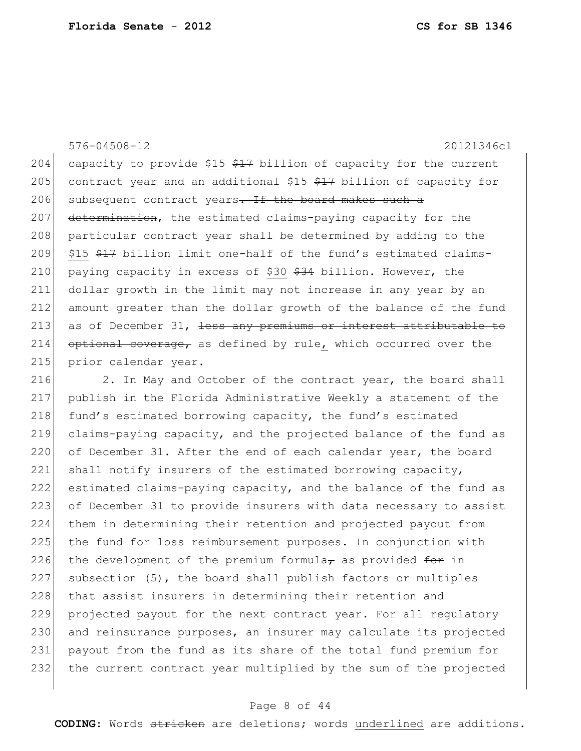576-04508-12 20121346c1

204 capacity to provide <u>$15</u> ~~$17~~ billion of capacity for the current
205 contract year and an additional <u>$15</u> ~~$17~~ billion of capacity for
206 subsequent contract years~~. If the board makes such a~~
207 ~~determination~~, the estimated claims-paying capacity for the
208 particular contract year shall be determined by adding to the
209 <u>$15</u> ~~$17~~ billion limit one-half of the fund's estimated claims-
210 paying capacity in excess of <u>$30</u> ~~$34~~ billion. However, the
211 dollar growth in the limit may not increase in any year by an
212 amount greater than the dollar growth of the balance of the fund
213 as of December 31, ~~less any premiums or interest attributable to~~
214 ~~optional coverage,~~ as defined by rule<u>,</u> which occurred over the
215 prior calendar year.

216 2. In May and October of the contract year, the board shall
217 publish in the Florida Administrative Weekly a statement of the
218 fund's estimated borrowing capacity, the fund's estimated
219 claims-paying capacity, and the projected balance of the fund as
220 of December 31. After the end of each calendar year, the board
221 shall notify insurers of the estimated borrowing capacity,
222 estimated claims-paying capacity, and the balance of the fund as
223 of December 31 to provide insurers with data necessary to assist
224 them in determining their retention and projected payout from
225 the fund for loss reimbursement purposes. In conjunction with
226 the development of the premium formula~~,~~ as provided ~~for~~ in
227 subsection (5), the board shall publish factors or multiples
228 that assist insurers in determining their retention and
229 projected payout for the next contract year. For all regulatory
230 and reinsurance purposes, an insurer may calculate its projected
231 payout from the fund as its share of the total fund premium for
232 the current contract year multiplied by the sum of the projected

**CODING:** Words ~~stricken~~ are deletions; words <u>underlined</u> are additions.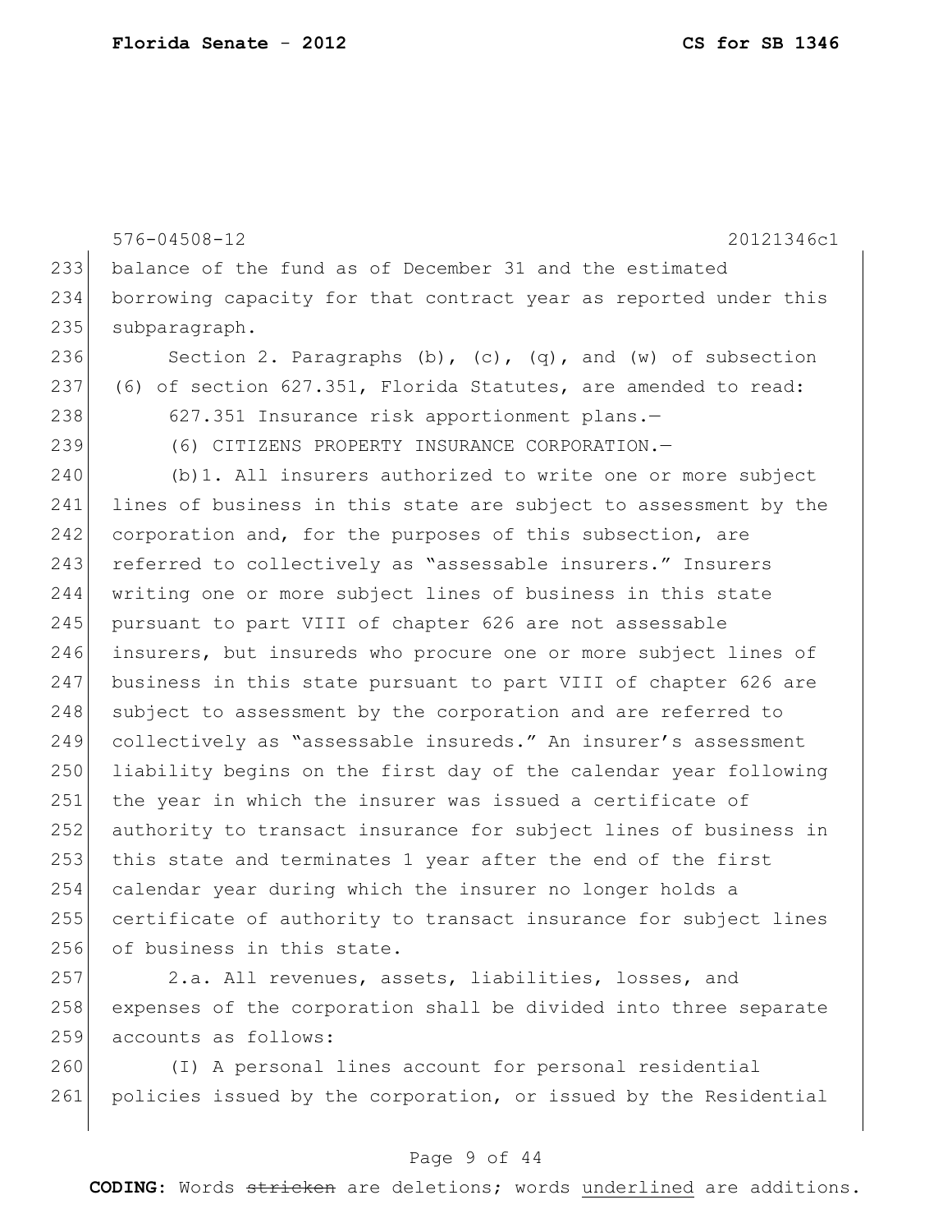balance of the fund as of December 31 and the estimated borrowing capacity for that contract year as reported under this subparagraph.

Section 2. Paragraphs (b), (c), (q), and (w) of subsection (6) of section 627.351, Florida Statutes, are amended to read:

627.351 Insurance risk apportionment plans.—

(6) CITIZENS PROPERTY INSURANCE CORPORATION.—

(b)1. All insurers authorized to write one or more subject lines of business in this state are subject to assessment by the corporation and, for the purposes of this subsection, are referred to collectively as "assessable insurers." Insurers writing one or more subject lines of business in this state pursuant to part VIII of chapter 626 are not assessable insurers, but insureds who procure one or more subject lines of business in this state pursuant to part VIII of chapter 626 are subject to assessment by the corporation and are referred to collectively as "assessable insureds." An insurer's assessment liability begins on the first day of the calendar year following the year in which the insurer was issued a certificate of authority to transact insurance for subject lines of business in this state and terminates 1 year after the end of the first calendar year during which the insurer no longer holds a certificate of authority to transact insurance for subject lines of business in this state.

2.a. All revenues, assets, liabilities, losses, and expenses of the corporation shall be divided into three separate accounts as follows:

(I) A personal lines account for personal residential policies issued by the corporation, or issued by the Residential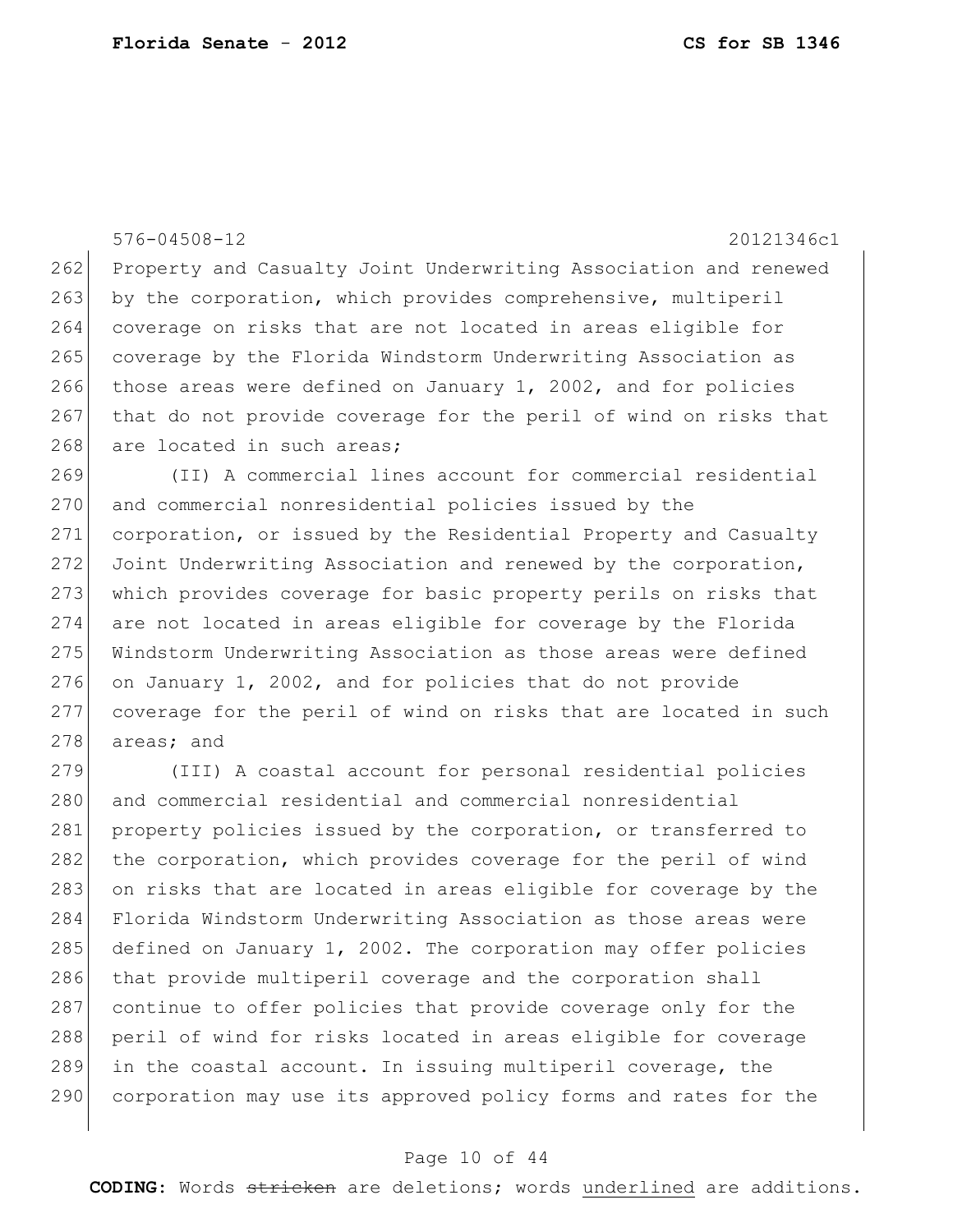Property and Casualty Joint Underwriting Association and renewed by the corporation, which provides comprehensive, multiperil coverage on risks that are not located in areas eligible for coverage by the Florida Windstorm Underwriting Association as those areas were defined on January 1, 2002, and for policies that do not provide coverage for the peril of wind on risks that are located in such areas;

(II) A commercial lines account for commercial residential and commercial nonresidential policies issued by the corporation, or issued by the Residential Property and Casualty Joint Underwriting Association and renewed by the corporation, which provides coverage for basic property perils on risks that are not located in areas eligible for coverage by the Florida Windstorm Underwriting Association as those areas were defined on January 1, 2002, and for policies that do not provide coverage for the peril of wind on risks that are located in such areas; and

(III) A coastal account for personal residential policies and commercial residential and commercial nonresidential property policies issued by the corporation, or transferred to the corporation, which provides coverage for the peril of wind on risks that are located in areas eligible for coverage by the Florida Windstorm Underwriting Association as those areas were defined on January 1, 2002. The corporation may offer policies that provide multiperil coverage and the corporation shall continue to offer policies that provide coverage only for the peril of wind for risks located in areas eligible for coverage in the coastal account. In issuing multiperil coverage, the corporation may use its approved policy forms and rates for the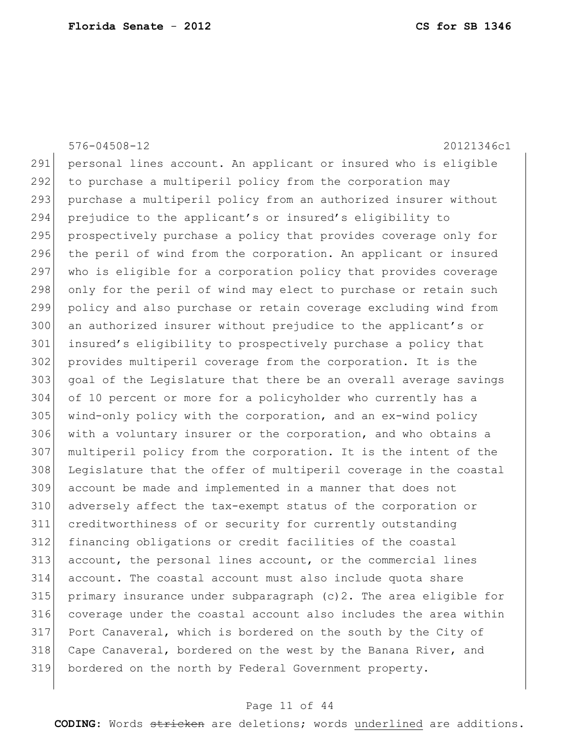personal lines account. An applicant or insured who is eligible to purchase a multiperil policy from the corporation may purchase a multiperil policy from an authorized insurer without prejudice to the applicant's or insured's eligibility to prospectively purchase a policy that provides coverage only for the peril of wind from the corporation. An applicant or insured who is eligible for a corporation policy that provides coverage only for the peril of wind may elect to purchase or retain such policy and also purchase or retain coverage excluding wind from an authorized insurer without prejudice to the applicant's or insured's eligibility to prospectively purchase a policy that provides multiperil coverage from the corporation. It is the goal of the Legislature that there be an overall average savings of 10 percent or more for a policyholder who currently has a wind-only policy with the corporation, and an ex-wind policy with a voluntary insurer or the corporation, and who obtains a multiperil policy from the corporation. It is the intent of the Legislature that the offer of multiperil coverage in the coastal account be made and implemented in a manner that does not adversely affect the tax-exempt status of the corporation or creditworthiness of or security for currently outstanding financing obligations or credit facilities of the coastal account, the personal lines account, or the commercial lines account. The coastal account must also include quota share primary insurance under subparagraph (c)2. The area eligible for coverage under the coastal account also includes the area within Port Canaveral, which is bordered on the south by the City of Cape Canaveral, bordered on the west by the Banana River, and bordered on the north by Federal Government property.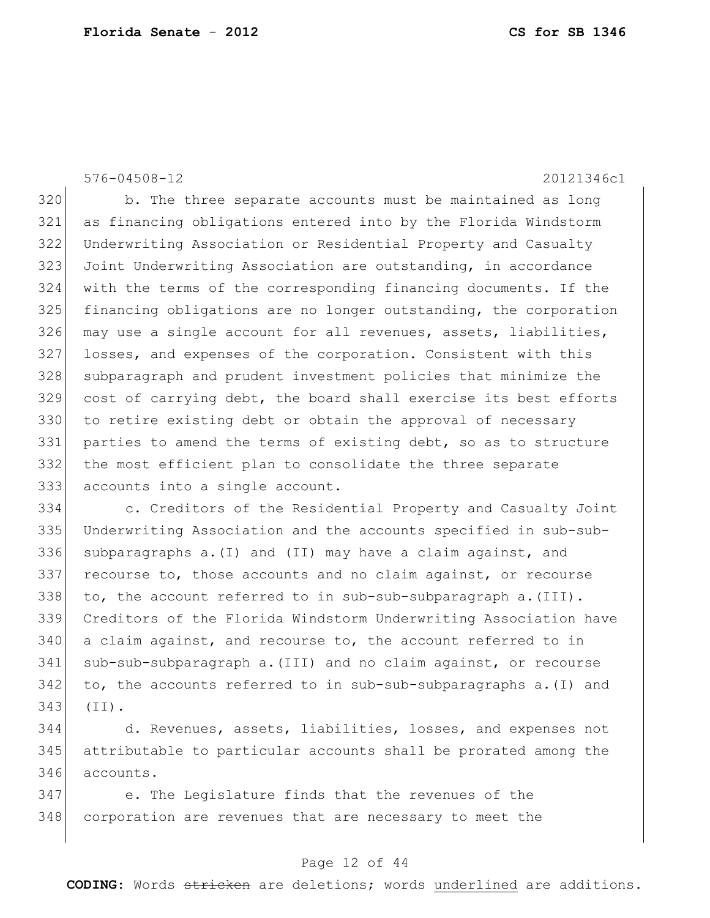b. The three separate accounts must be maintained as long as financing obligations entered into by the Florida Windstorm Underwriting Association or Residential Property and Casualty Joint Underwriting Association are outstanding, in accordance with the terms of the corresponding financing documents. If the financing obligations are no longer outstanding, the corporation may use a single account for all revenues, assets, liabilities, losses, and expenses of the corporation. Consistent with this subparagraph and prudent investment policies that minimize the cost of carrying debt, the board shall exercise its best efforts to retire existing debt or obtain the approval of necessary parties to amend the terms of existing debt, so as to structure the most efficient plan to consolidate the three separate accounts into a single account.

c. Creditors of the Residential Property and Casualty Joint Underwriting Association and the accounts specified in sub-sub-subparagraphs a.(I) and (II) may have a claim against, and recourse to, those accounts and no claim against, or recourse to, the account referred to in sub-sub-subparagraph a.(III). Creditors of the Florida Windstorm Underwriting Association have a claim against, and recourse to, the account referred to in sub-sub-subparagraph a.(III) and no claim against, or recourse to, the accounts referred to in sub-sub-subparagraphs a.(I) and (II).

d. Revenues, assets, liabilities, losses, and expenses not attributable to particular accounts shall be prorated among the accounts.

e. The Legislature finds that the revenues of the corporation are revenues that are necessary to meet the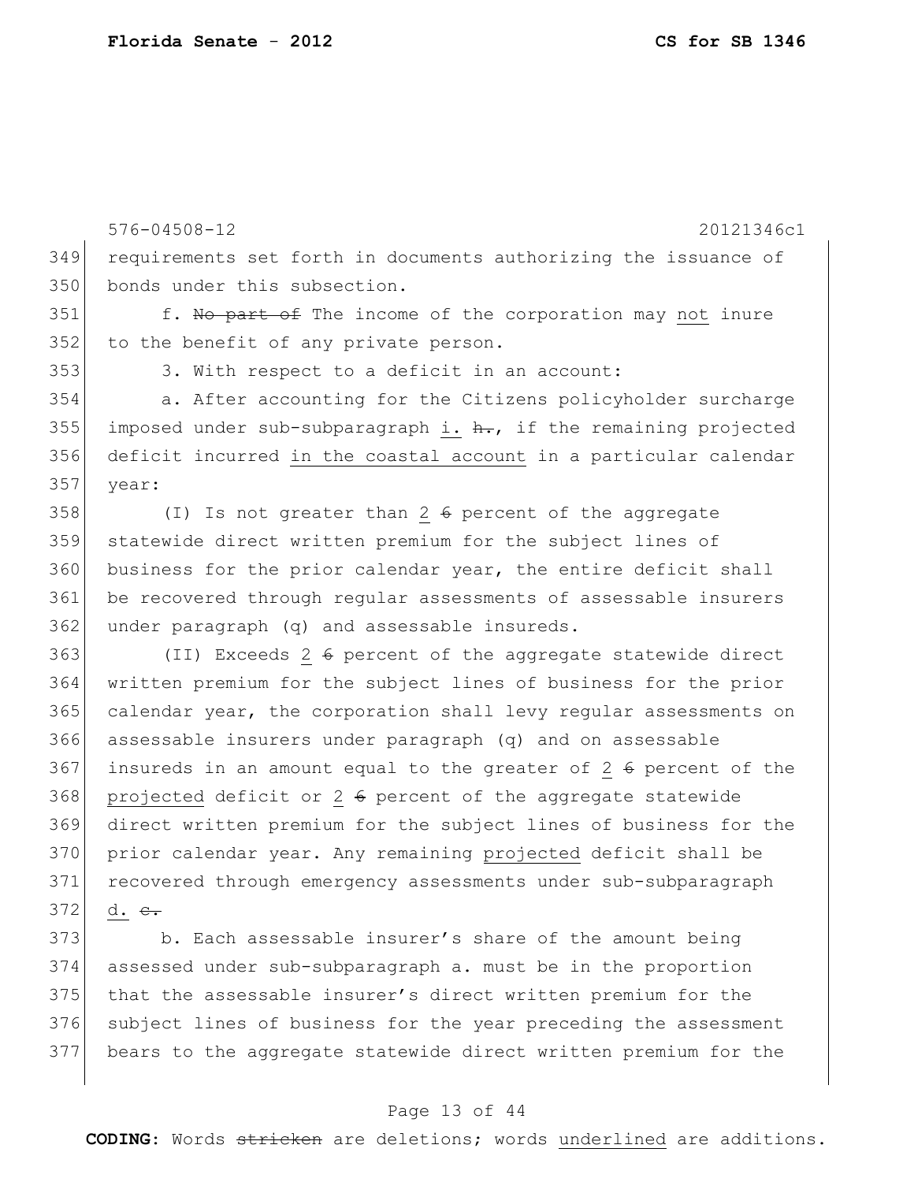requirements set forth in documents authorizing the issuance of bonds under this subsection.

f. ~~No part of~~ The income of the corporation may not inure to the benefit of any private person.

3. With respect to a deficit in an account:

a. After accounting for the Citizens policyholder surcharge imposed under sub-subparagraph i. ~~h.~~, if the remaining projected deficit incurred in the coastal account in a particular calendar year:

(I) Is not greater than 2 ~~6~~ percent of the aggregate statewide direct written premium for the subject lines of business for the prior calendar year, the entire deficit shall be recovered through regular assessments of assessable insurers under paragraph (q) and assessable insureds.

(II) Exceeds 2 ~~6~~ percent of the aggregate statewide direct written premium for the subject lines of business for the prior calendar year, the corporation shall levy regular assessments on assessable insurers under paragraph (q) and on assessable insureds in an amount equal to the greater of 2 ~~6~~ percent of the projected deficit or 2 ~~6~~ percent of the aggregate statewide direct written premium for the subject lines of business for the prior calendar year. Any remaining projected deficit shall be recovered through emergency assessments under sub-subparagraph d. ~~c.~~

b. Each assessable insurer's share of the amount being assessed under sub-subparagraph a. must be in the proportion that the assessable insurer's direct written premium for the subject lines of business for the year preceding the assessment bears to the aggregate statewide direct written premium for the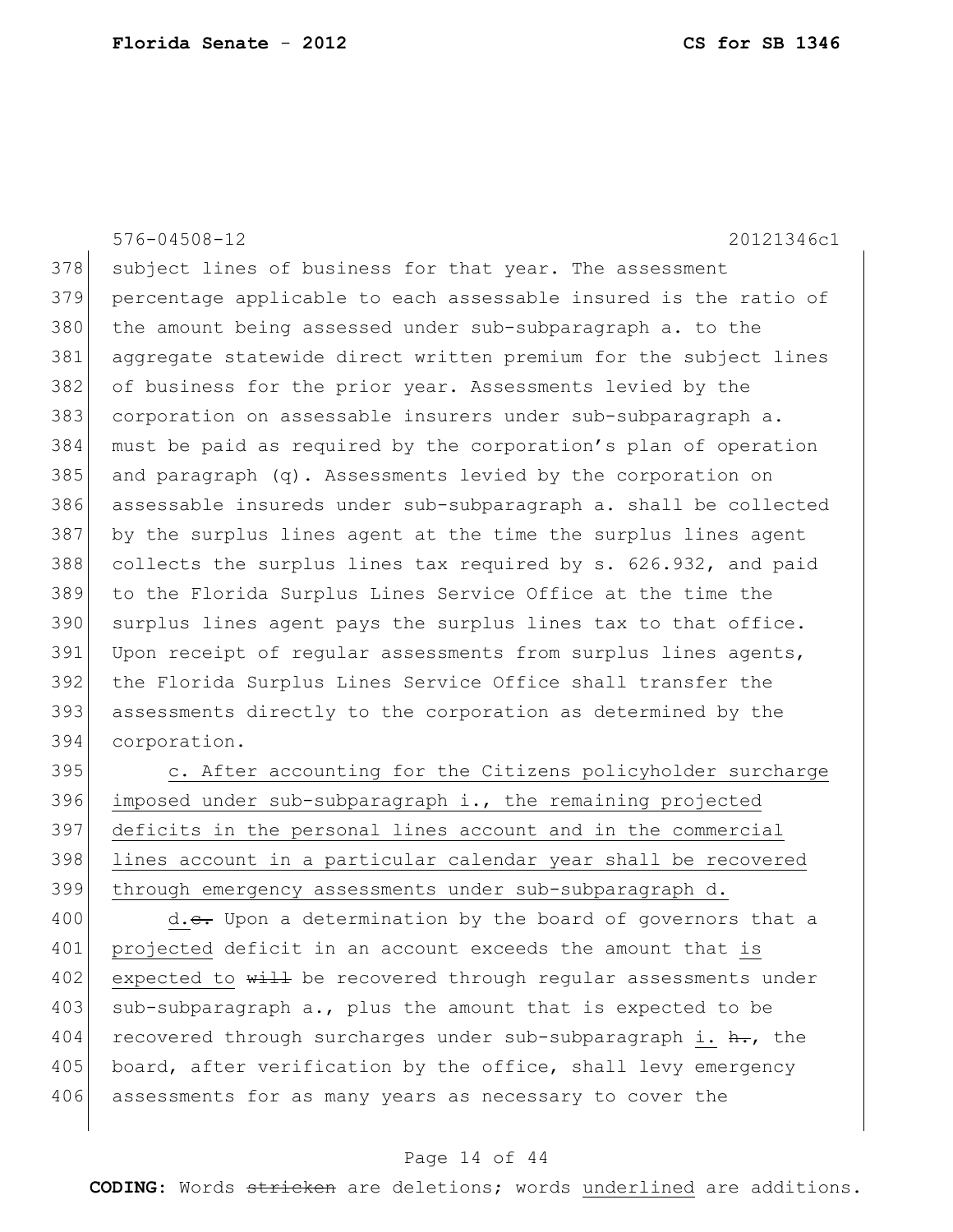subject lines of business for that year. The assessment percentage applicable to each assessable insured is the ratio of the amount being assessed under sub-subparagraph a. to the aggregate statewide direct written premium for the subject lines of business for the prior year. Assessments levied by the corporation on assessable insurers under sub-subparagraph a. must be paid as required by the corporation's plan of operation and paragraph (q). Assessments levied by the corporation on assessable insureds under sub-subparagraph a. shall be collected by the surplus lines agent at the time the surplus lines agent collects the surplus lines tax required by s. 626.932, and paid to the Florida Surplus Lines Service Office at the time the surplus lines agent pays the surplus lines tax to that office. Upon receipt of regular assessments from surplus lines agents, the Florida Surplus Lines Service Office shall transfer the assessments directly to the corporation as determined by the corporation.

c. After accounting for the Citizens policyholder surcharge imposed under sub-subparagraph i., the remaining projected deficits in the personal lines account and in the commercial lines account in a particular calendar year shall be recovered through emergency assessments under sub-subparagraph d.

d.~~c.~~ Upon a determination by the board of governors that a projected deficit in an account exceeds the amount that is expected to ~~will~~ be recovered through regular assessments under sub-subparagraph a., plus the amount that is expected to be recovered through surcharges under sub-subparagraph i. ~~h.~~, the board, after verification by the office, shall levy emergency assessments for as many years as necessary to cover the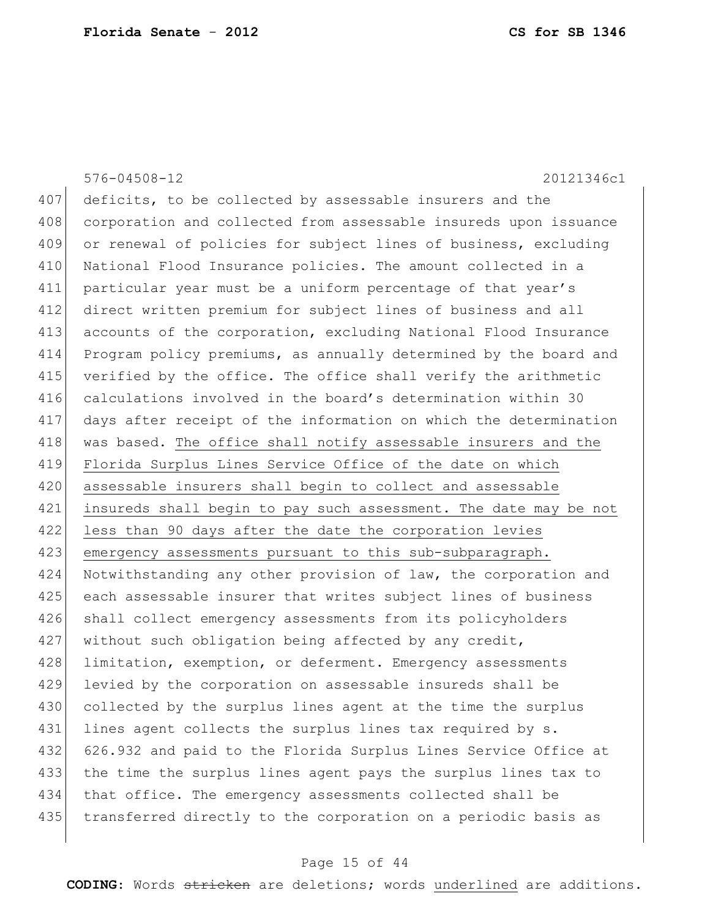576-04508-12 20121346c1

407 deficits, to be collected by assessable insurers and the
408 corporation and collected from assessable insureds upon issuance
409 or renewal of policies for subject lines of business, excluding
410 National Flood Insurance policies. The amount collected in a
411 particular year must be a uniform percentage of that year's
412 direct written premium for subject lines of business and all
413 accounts of the corporation, excluding National Flood Insurance
414 Program policy premiums, as annually determined by the board and
415 verified by the office. The office shall verify the arithmetic
416 calculations involved in the board's determination within 30
417 days after receipt of the information on which the determination
418 was based. <u>The office shall notify assessable insurers and the</u>
419 <u>Florida Surplus Lines Service Office of the date on which</u>
420 <u>assessable insurers shall begin to collect and assessable</u>
421 <u>insureds shall begin to pay such assessment. The date may be not</u>
422 <u>less than 90 days after the date the corporation levies</u>
423 <u>emergency assessments pursuant to this sub-subparagraph.</u>
424 Notwithstanding any other provision of law, the corporation and
425 each assessable insurer that writes subject lines of business
426 shall collect emergency assessments from its policyholders
427 without such obligation being affected by any credit,
428 limitation, exemption, or deferment. Emergency assessments
429 levied by the corporation on assessable insureds shall be
430 collected by the surplus lines agent at the time the surplus
431 lines agent collects the surplus lines tax required by s.
432 626.932 and paid to the Florida Surplus Lines Service Office at
433 the time the surplus lines agent pays the surplus lines tax to
434 that office. The emergency assessments collected shall be
435 transferred directly to the corporation on a periodic basis as

**CODING:** Words ~~stricken~~ are deletions; words <u>underlined</u> are additions.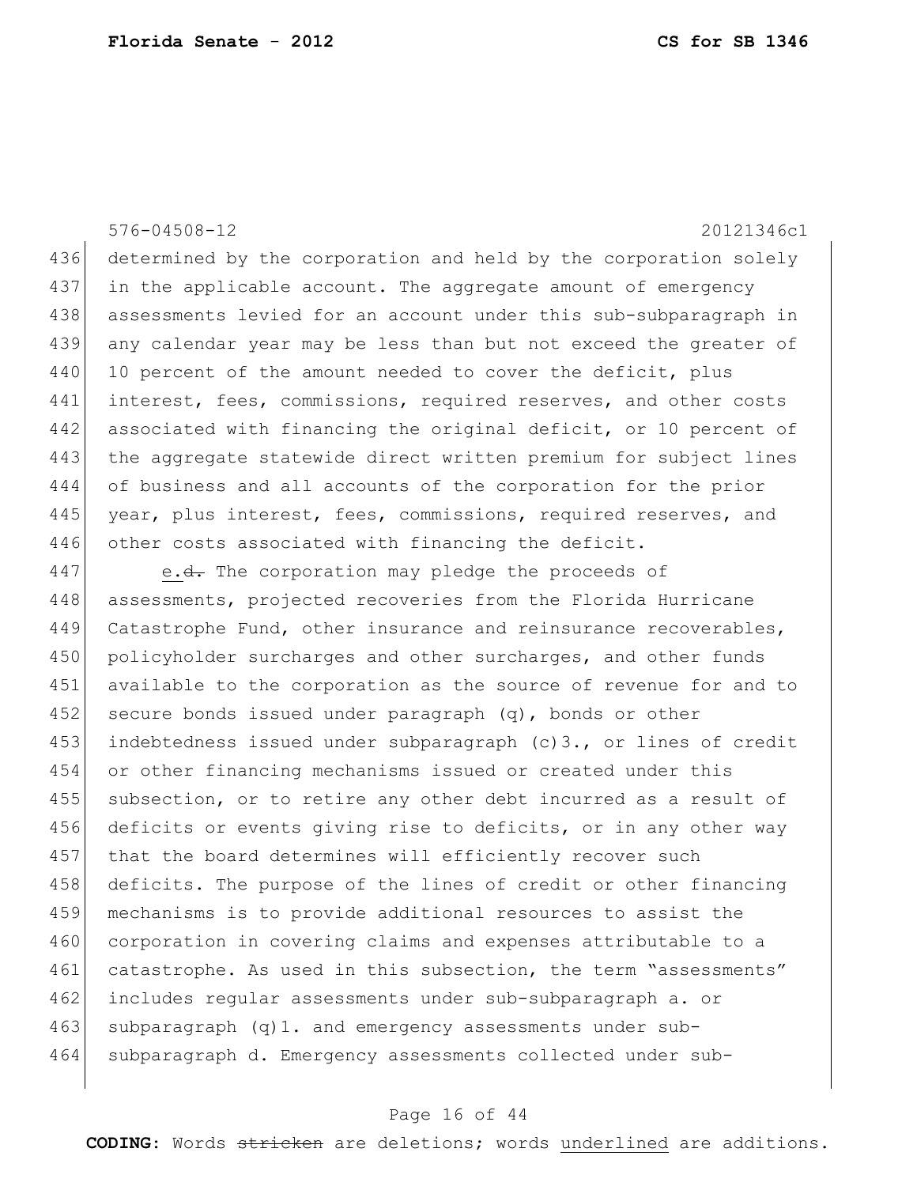determined by the corporation and held by the corporation solely in the applicable account. The aggregate amount of emergency assessments levied for an account under this sub-subparagraph in any calendar year may be less than but not exceed the greater of 10 percent of the amount needed to cover the deficit, plus interest, fees, commissions, required reserves, and other costs associated with financing the original deficit, or 10 percent of the aggregate statewide direct written premium for subject lines of business and all accounts of the corporation for the prior year, plus interest, fees, commissions, required reserves, and other costs associated with financing the deficit.

e.~~d.~~ The corporation may pledge the proceeds of assessments, projected recoveries from the Florida Hurricane Catastrophe Fund, other insurance and reinsurance recoverables, policyholder surcharges and other surcharges, and other funds available to the corporation as the source of revenue for and to secure bonds issued under paragraph (q), bonds or other indebtedness issued under subparagraph (c)3., or lines of credit or other financing mechanisms issued or created under this subsection, or to retire any other debt incurred as a result of deficits or events giving rise to deficits, or in any other way that the board determines will efficiently recover such deficits. The purpose of the lines of credit or other financing mechanisms is to provide additional resources to assist the corporation in covering claims and expenses attributable to a catastrophe. As used in this subsection, the term "assessments" includes regular assessments under sub-subparagraph a. or subparagraph (q)1. and emergency assessments under sub-subparagraph d. Emergency assessments collected under sub-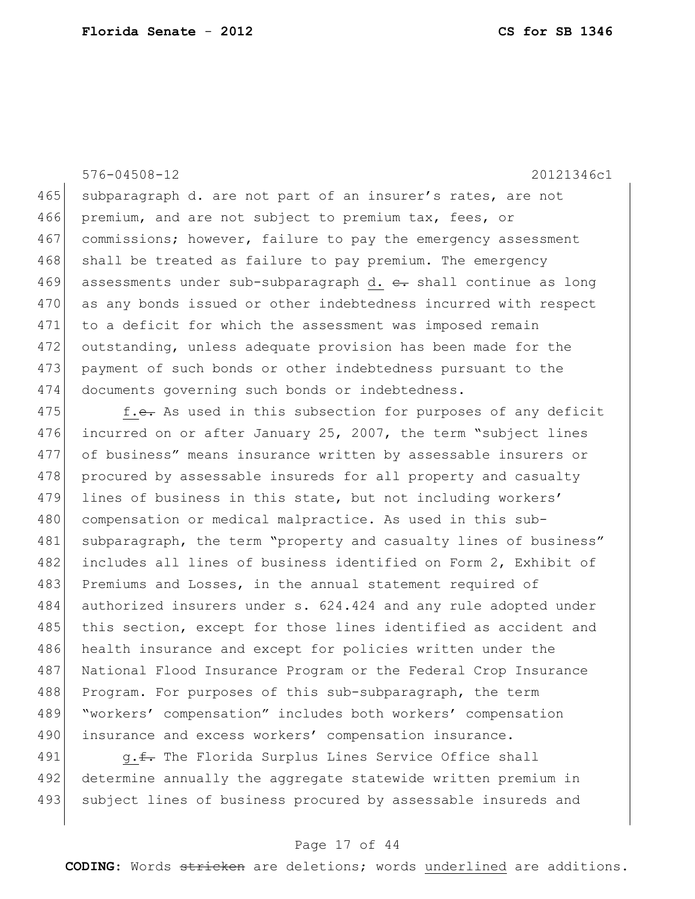subparagraph d. are not part of an insurer's rates, are not premium, and are not subject to premium tax, fees, or commissions; however, failure to pay the emergency assessment shall be treated as failure to pay premium. The emergency assessments under sub-subparagraph <u>d.</u> ~~c.~~ shall continue as long as any bonds issued or other indebtedness incurred with respect to a deficit for which the assessment was imposed remain outstanding, unless adequate provision has been made for the payment of such bonds or other indebtedness pursuant to the documents governing such bonds or indebtedness.

<u>f.</u>~~e.~~ As used in this subsection for purposes of any deficit incurred on or after January 25, 2007, the term "subject lines of business" means insurance written by assessable insurers or procured by assessable insureds for all property and casualty lines of business in this state, but not including workers' compensation or medical malpractice. As used in this sub-subparagraph, the term "property and casualty lines of business" includes all lines of business identified on Form 2, Exhibit of Premiums and Losses, in the annual statement required of authorized insurers under s. 624.424 and any rule adopted under this section, except for those lines identified as accident and health insurance and except for policies written under the National Flood Insurance Program or the Federal Crop Insurance Program. For purposes of this sub-subparagraph, the term "workers' compensation" includes both workers' compensation insurance and excess workers' compensation insurance.

<u>g.</u>~~f.~~ The Florida Surplus Lines Service Office shall determine annually the aggregate statewide written premium in subject lines of business procured by assessable insureds and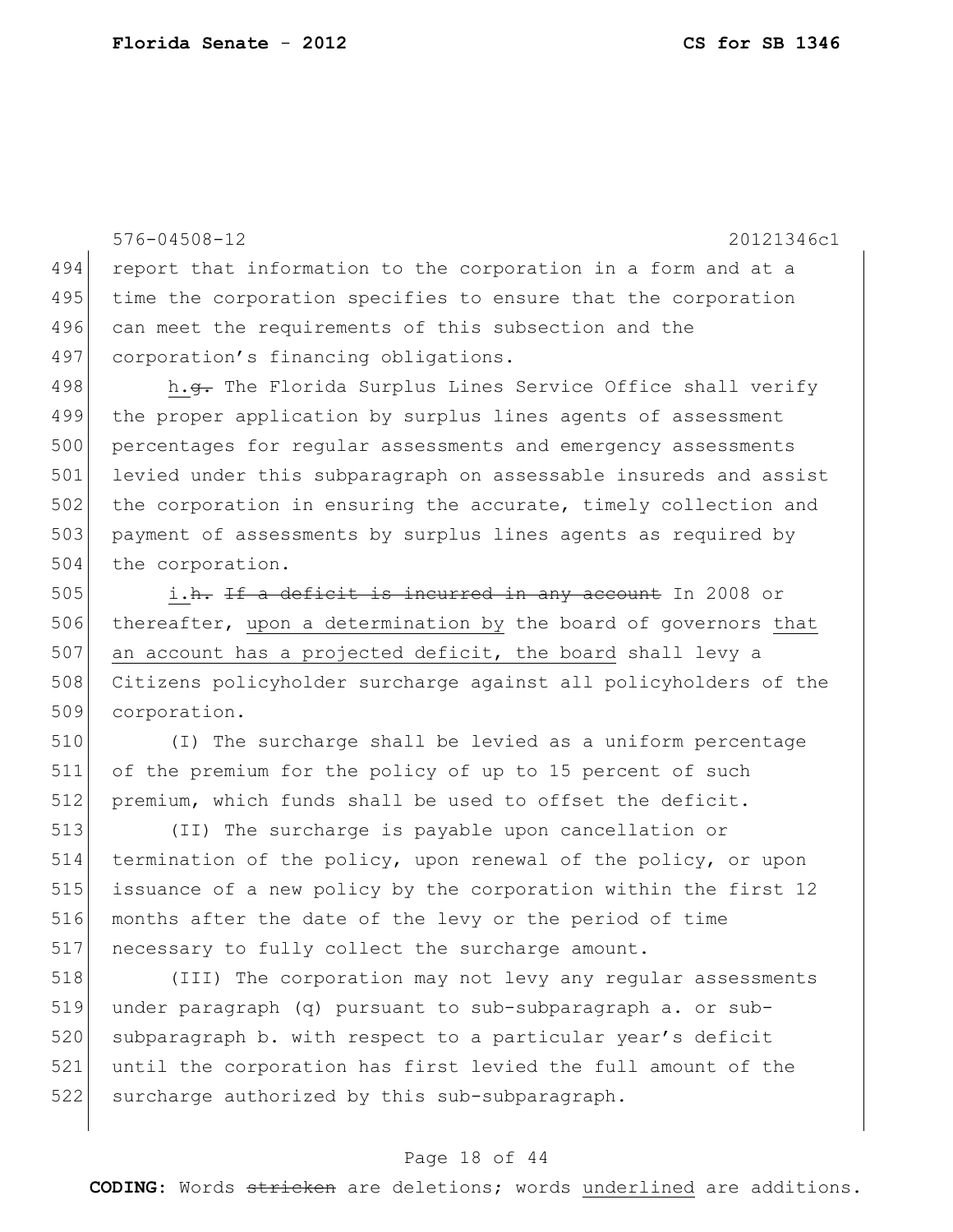report that information to the corporation in a form and at a time the corporation specifies to ensure that the corporation can meet the requirements of this subsection and the corporation's financing obligations.

h.~~g.~~ The Florida Surplus Lines Service Office shall verify the proper application by surplus lines agents of assessment percentages for regular assessments and emergency assessments levied under this subparagraph on assessable insureds and assist the corporation in ensuring the accurate, timely collection and payment of assessments by surplus lines agents as required by the corporation.

i.~~h.~~ ~~If a deficit is incurred in any account~~ In 2008 or thereafter, upon a determination by the board of governors that an account has a projected deficit, the board shall levy a Citizens policyholder surcharge against all policyholders of the corporation.

(I) The surcharge shall be levied as a uniform percentage of the premium for the policy of up to 15 percent of such premium, which funds shall be used to offset the deficit.

(II) The surcharge is payable upon cancellation or termination of the policy, upon renewal of the policy, or upon issuance of a new policy by the corporation within the first 12 months after the date of the levy or the period of time necessary to fully collect the surcharge amount.

(III) The corporation may not levy any regular assessments under paragraph (q) pursuant to sub-subparagraph a. or sub-subparagraph b. with respect to a particular year's deficit until the corporation has first levied the full amount of the surcharge authorized by this sub-subparagraph.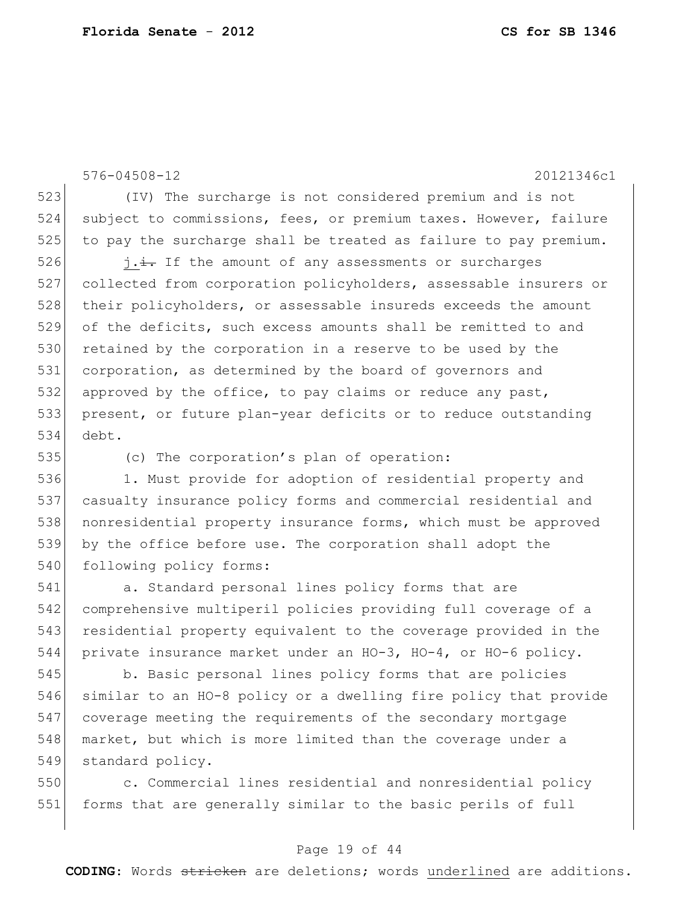(IV) The surcharge is not considered premium and is not subject to commissions, fees, or premium taxes. However, failure to pay the surcharge shall be treated as failure to pay premium.

<u>j.</u>~~i.~~ If the amount of any assessments or surcharges collected from corporation policyholders, assessable insurers or their policyholders, or assessable insureds exceeds the amount of the deficits, such excess amounts shall be remitted to and retained by the corporation in a reserve to be used by the corporation, as determined by the board of governors and approved by the office, to pay claims or reduce any past, present, or future plan-year deficits or to reduce outstanding debt.

(c) The corporation's plan of operation:

1. Must provide for adoption of residential property and casualty insurance policy forms and commercial residential and nonresidential property insurance forms, which must be approved by the office before use. The corporation shall adopt the following policy forms:

a. Standard personal lines policy forms that are comprehensive multiperil policies providing full coverage of a residential property equivalent to the coverage provided in the private insurance market under an HO-3, HO-4, or HO-6 policy.

b. Basic personal lines policy forms that are policies similar to an HO-8 policy or a dwelling fire policy that provide coverage meeting the requirements of the secondary mortgage market, but which is more limited than the coverage under a standard policy.

c. Commercial lines residential and nonresidential policy forms that are generally similar to the basic perils of full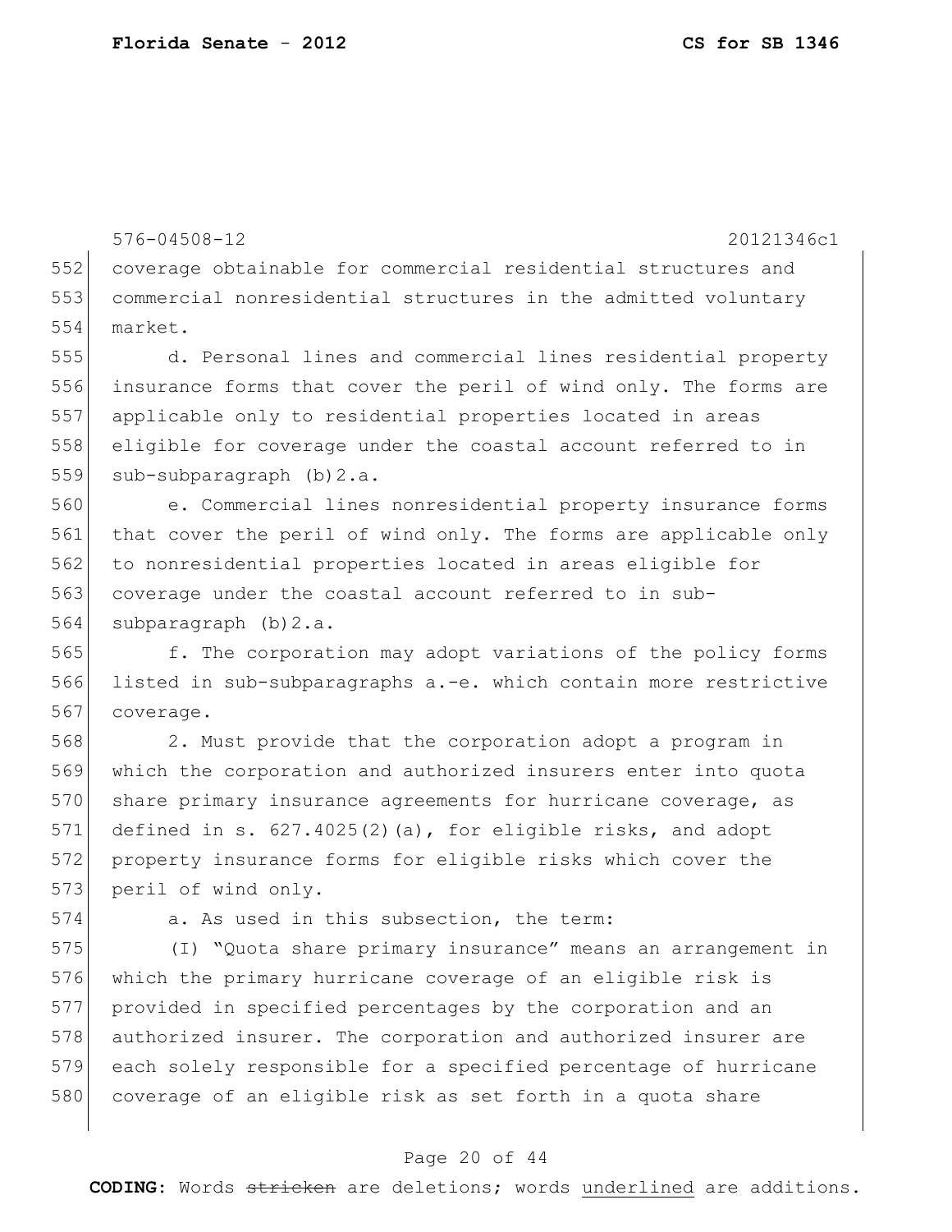coverage obtainable for commercial residential structures and commercial nonresidential structures in the admitted voluntary market.

d. Personal lines and commercial lines residential property insurance forms that cover the peril of wind only. The forms are applicable only to residential properties located in areas eligible for coverage under the coastal account referred to in sub-subparagraph (b)2.a.

e. Commercial lines nonresidential property insurance forms that cover the peril of wind only. The forms are applicable only to nonresidential properties located in areas eligible for coverage under the coastal account referred to in sub-subparagraph (b)2.a.

f. The corporation may adopt variations of the policy forms listed in sub-subparagraphs a.-e. which contain more restrictive coverage.

2. Must provide that the corporation adopt a program in which the corporation and authorized insurers enter into quota share primary insurance agreements for hurricane coverage, as defined in s. 627.4025(2)(a), for eligible risks, and adopt property insurance forms for eligible risks which cover the peril of wind only.

a. As used in this subsection, the term:

(I) "Quota share primary insurance" means an arrangement in which the primary hurricane coverage of an eligible risk is provided in specified percentages by the corporation and an authorized insurer. The corporation and authorized insurer are each solely responsible for a specified percentage of hurricane coverage of an eligible risk as set forth in a quota share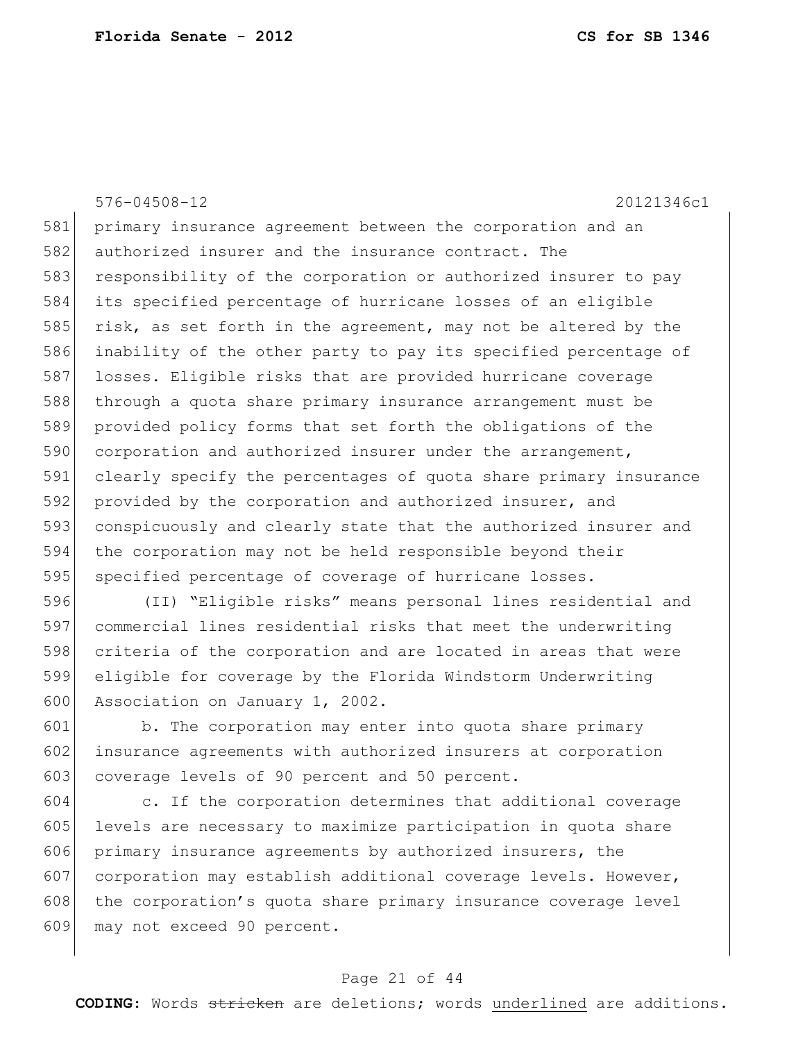primary insurance agreement between the corporation and an authorized insurer and the insurance contract. The responsibility of the corporation or authorized insurer to pay its specified percentage of hurricane losses of an eligible risk, as set forth in the agreement, may not be altered by the inability of the other party to pay its specified percentage of losses. Eligible risks that are provided hurricane coverage through a quota share primary insurance arrangement must be provided policy forms that set forth the obligations of the corporation and authorized insurer under the arrangement, clearly specify the percentages of quota share primary insurance provided by the corporation and authorized insurer, and conspicuously and clearly state that the authorized insurer and the corporation may not be held responsible beyond their specified percentage of coverage of hurricane losses.

(II) "Eligible risks" means personal lines residential and commercial lines residential risks that meet the underwriting criteria of the corporation and are located in areas that were eligible for coverage by the Florida Windstorm Underwriting Association on January 1, 2002.

b. The corporation may enter into quota share primary insurance agreements with authorized insurers at corporation coverage levels of 90 percent and 50 percent.

c. If the corporation determines that additional coverage levels are necessary to maximize participation in quota share primary insurance agreements by authorized insurers, the corporation may establish additional coverage levels. However, the corporation's quota share primary insurance coverage level may not exceed 90 percent.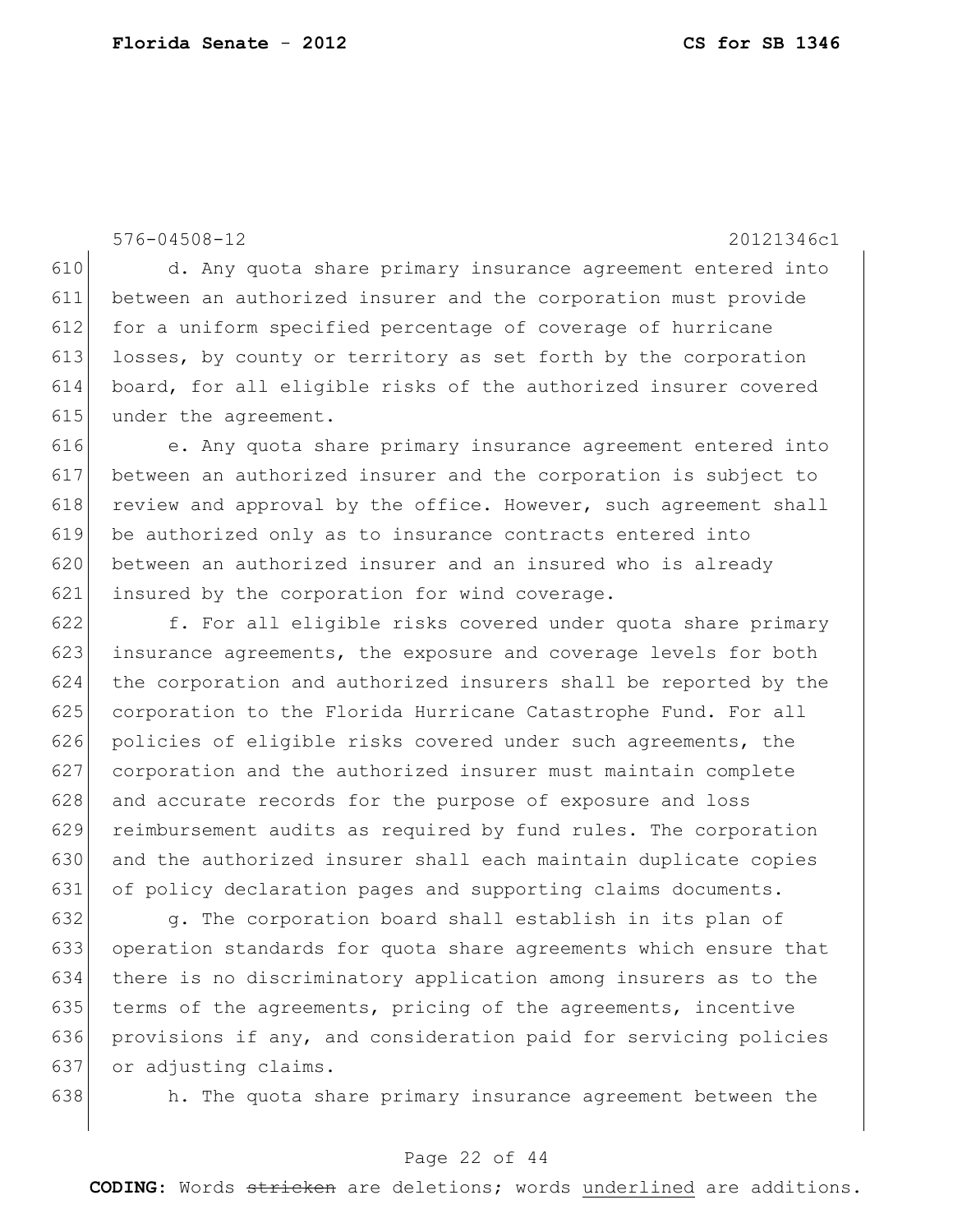d. Any quota share primary insurance agreement entered into between an authorized insurer and the corporation must provide for a uniform specified percentage of coverage of hurricane losses, by county or territory as set forth by the corporation board, for all eligible risks of the authorized insurer covered under the agreement.

e. Any quota share primary insurance agreement entered into between an authorized insurer and the corporation is subject to review and approval by the office. However, such agreement shall be authorized only as to insurance contracts entered into between an authorized insurer and an insured who is already insured by the corporation for wind coverage.

f. For all eligible risks covered under quota share primary insurance agreements, the exposure and coverage levels for both the corporation and authorized insurers shall be reported by the corporation to the Florida Hurricane Catastrophe Fund. For all policies of eligible risks covered under such agreements, the corporation and the authorized insurer must maintain complete and accurate records for the purpose of exposure and loss reimbursement audits as required by fund rules. The corporation and the authorized insurer shall each maintain duplicate copies of policy declaration pages and supporting claims documents.

g. The corporation board shall establish in its plan of operation standards for quota share agreements which ensure that there is no discriminatory application among insurers as to the terms of the agreements, pricing of the agreements, incentive provisions if any, and consideration paid for servicing policies or adjusting claims.

h. The quota share primary insurance agreement between the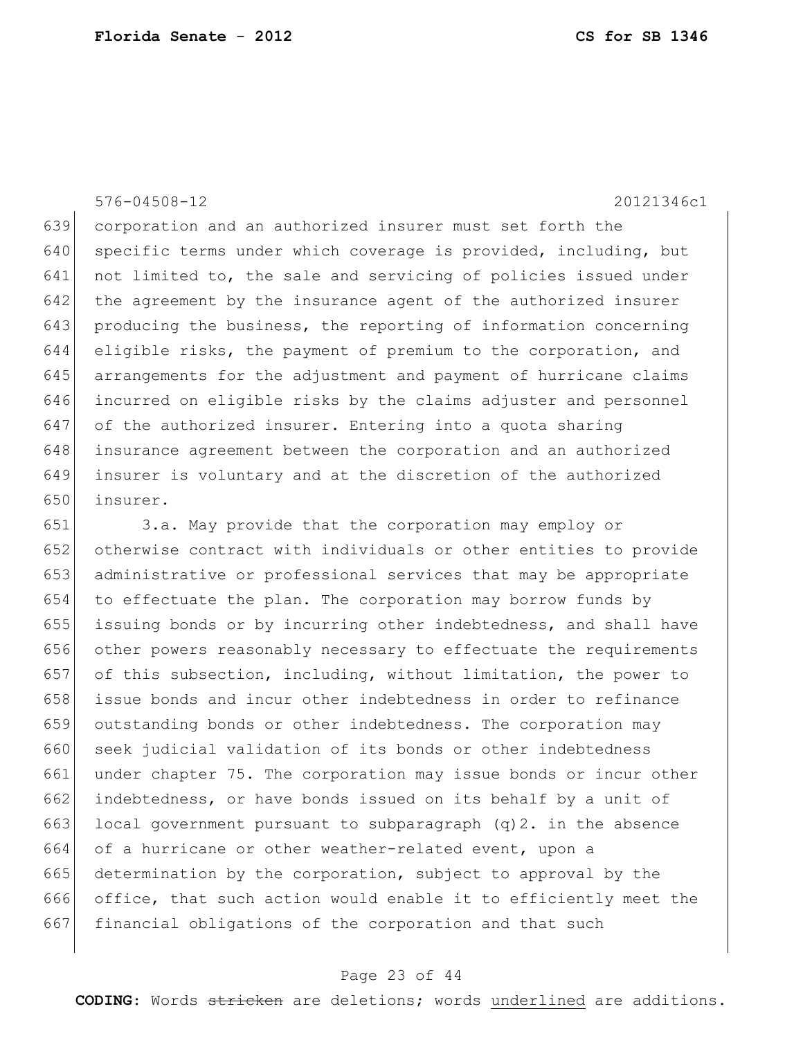corporation and an authorized insurer must set forth the specific terms under which coverage is provided, including, but not limited to, the sale and servicing of policies issued under the agreement by the insurance agent of the authorized insurer producing the business, the reporting of information concerning eligible risks, the payment of premium to the corporation, and arrangements for the adjustment and payment of hurricane claims incurred on eligible risks by the claims adjuster and personnel of the authorized insurer. Entering into a quota sharing insurance agreement between the corporation and an authorized insurer is voluntary and at the discretion of the authorized insurer.

3.a. May provide that the corporation may employ or otherwise contract with individuals or other entities to provide administrative or professional services that may be appropriate to effectuate the plan. The corporation may borrow funds by issuing bonds or by incurring other indebtedness, and shall have other powers reasonably necessary to effectuate the requirements of this subsection, including, without limitation, the power to issue bonds and incur other indebtedness in order to refinance outstanding bonds or other indebtedness. The corporation may seek judicial validation of its bonds or other indebtedness under chapter 75. The corporation may issue bonds or incur other indebtedness, or have bonds issued on its behalf by a unit of local government pursuant to subparagraph (q)2. in the absence of a hurricane or other weather-related event, upon a determination by the corporation, subject to approval by the office, that such action would enable it to efficiently meet the financial obligations of the corporation and that such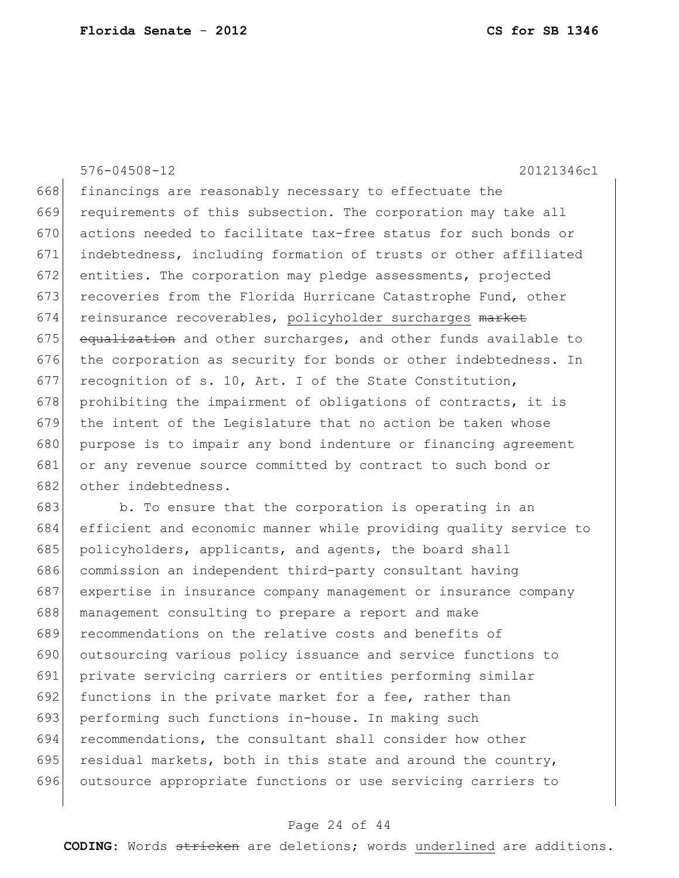576-04508-12 20121346c1

668 financings are reasonably necessary to effectuate the
669 requirements of this subsection. The corporation may take all
670 actions needed to facilitate tax-free status for such bonds or
671 indebtedness, including formation of trusts or other affiliated
672 entities. The corporation may pledge assessments, projected
673 recoveries from the Florida Hurricane Catastrophe Fund, other
674 reinsurance recoverables, <u>policyholder surcharges</u> ~~market~~
675 ~~equalization~~ and other surcharges, and other funds available to
676 the corporation as security for bonds or other indebtedness. In
677 recognition of s. 10, Art. I of the State Constitution,
678 prohibiting the impairment of obligations of contracts, it is
679 the intent of the Legislature that no action be taken whose
680 purpose is to impair any bond indenture or financing agreement
681 or any revenue source committed by contract to such bond or
682 other indebtedness.

683 b. To ensure that the corporation is operating in an
684 efficient and economic manner while providing quality service to
685 policyholders, applicants, and agents, the board shall
686 commission an independent third-party consultant having
687 expertise in insurance company management or insurance company
688 management consulting to prepare a report and make
689 recommendations on the relative costs and benefits of
690 outsourcing various policy issuance and service functions to
691 private servicing carriers or entities performing similar
692 functions in the private market for a fee, rather than
693 performing such functions in-house. In making such
694 recommendations, the consultant shall consider how other
695 residual markets, both in this state and around the country,
696 outsource appropriate functions or use servicing carriers to

**CODING:** Words ~~stricken~~ are deletions; words <u>underlined</u> are additions.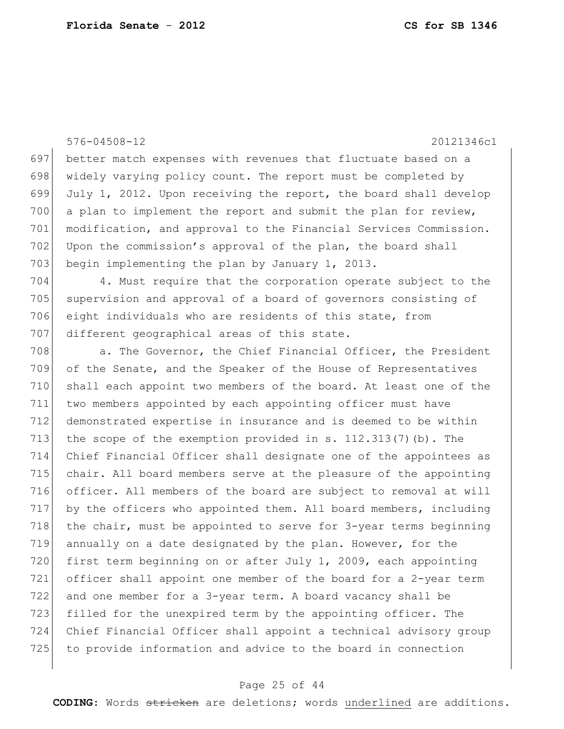better match expenses with revenues that fluctuate based on a widely varying policy count. The report must be completed by July 1, 2012. Upon receiving the report, the board shall develop a plan to implement the report and submit the plan for review, modification, and approval to the Financial Services Commission. Upon the commission's approval of the plan, the board shall begin implementing the plan by January 1, 2013.

4. Must require that the corporation operate subject to the supervision and approval of a board of governors consisting of eight individuals who are residents of this state, from different geographical areas of this state.

a. The Governor, the Chief Financial Officer, the President of the Senate, and the Speaker of the House of Representatives shall each appoint two members of the board. At least one of the two members appointed by each appointing officer must have demonstrated expertise in insurance and is deemed to be within the scope of the exemption provided in s. 112.313(7)(b). The Chief Financial Officer shall designate one of the appointees as chair. All board members serve at the pleasure of the appointing officer. All members of the board are subject to removal at will by the officers who appointed them. All board members, including the chair, must be appointed to serve for 3-year terms beginning annually on a date designated by the plan. However, for the first term beginning on or after July 1, 2009, each appointing officer shall appoint one member of the board for a 2-year term and one member for a 3-year term. A board vacancy shall be filled for the unexpired term by the appointing officer. The Chief Financial Officer shall appoint a technical advisory group to provide information and advice to the board in connection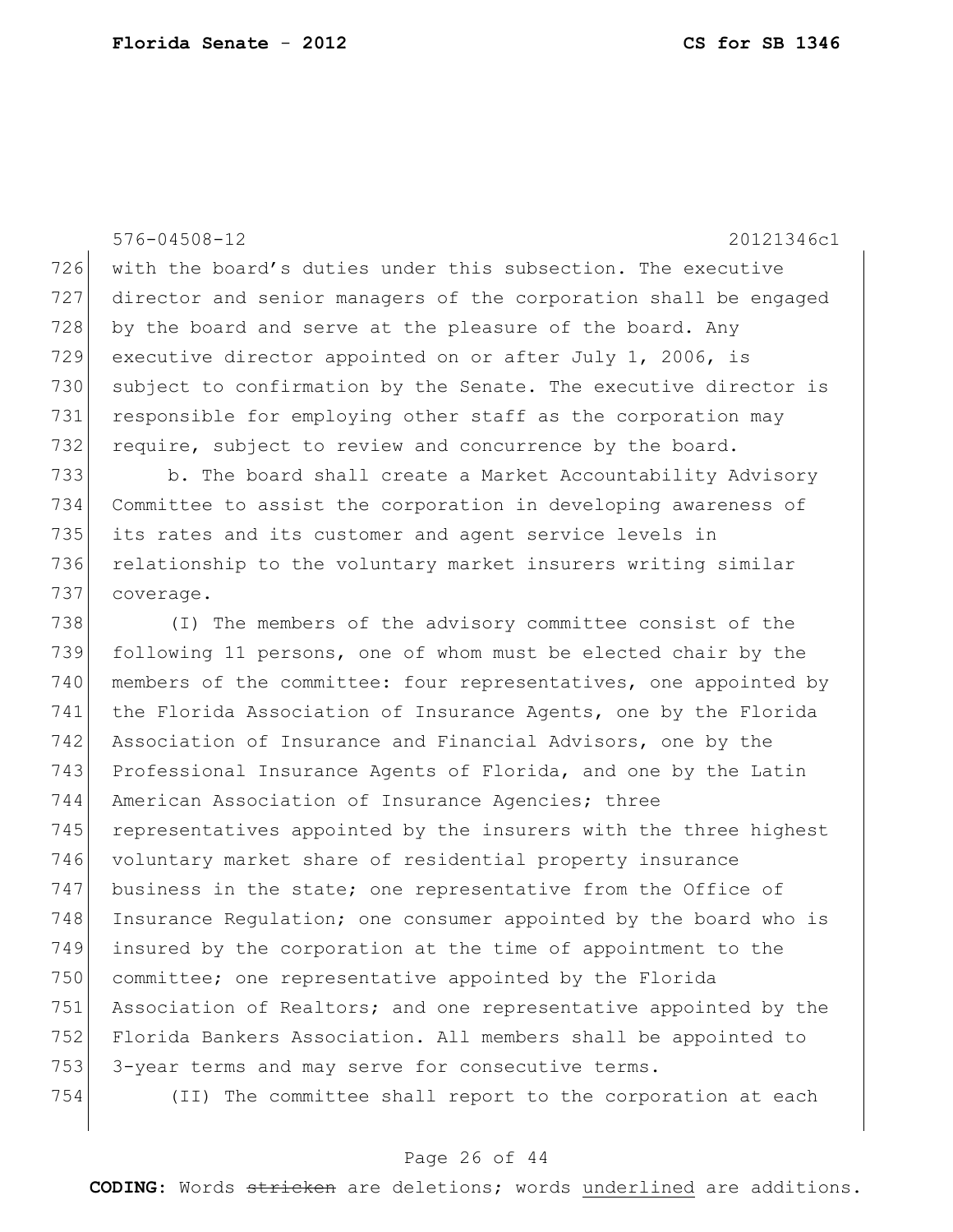with the board's duties under this subsection. The executive director and senior managers of the corporation shall be engaged by the board and serve at the pleasure of the board. Any executive director appointed on or after July 1, 2006, is subject to confirmation by the Senate. The executive director is responsible for employing other staff as the corporation may require, subject to review and concurrence by the board.

b. The board shall create a Market Accountability Advisory Committee to assist the corporation in developing awareness of its rates and its customer and agent service levels in relationship to the voluntary market insurers writing similar coverage.

(I) The members of the advisory committee consist of the following 11 persons, one of whom must be elected chair by the members of the committee: four representatives, one appointed by the Florida Association of Insurance Agents, one by the Florida Association of Insurance and Financial Advisors, one by the Professional Insurance Agents of Florida, and one by the Latin American Association of Insurance Agencies; three representatives appointed by the insurers with the three highest voluntary market share of residential property insurance business in the state; one representative from the Office of Insurance Regulation; one consumer appointed by the board who is insured by the corporation at the time of appointment to the committee; one representative appointed by the Florida Association of Realtors; and one representative appointed by the Florida Bankers Association. All members shall be appointed to 3-year terms and may serve for consecutive terms.

(II) The committee shall report to the corporation at each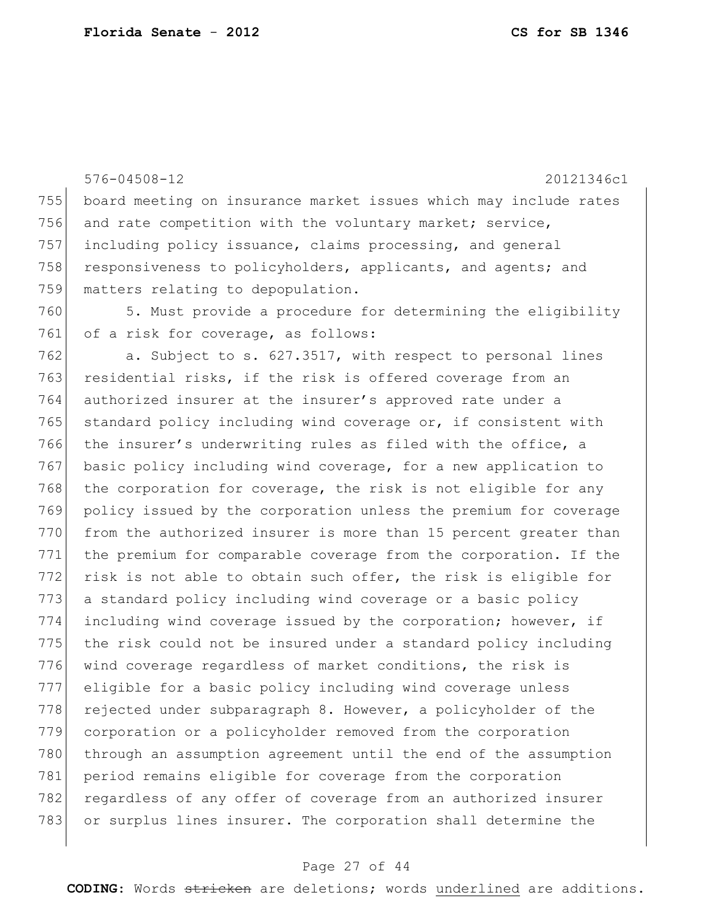board meeting on insurance market issues which may include rates and rate competition with the voluntary market; service, including policy issuance, claims processing, and general responsiveness to policyholders, applicants, and agents; and matters relating to depopulation.

5. Must provide a procedure for determining the eligibility of a risk for coverage, as follows:

a. Subject to s. 627.3517, with respect to personal lines residential risks, if the risk is offered coverage from an authorized insurer at the insurer's approved rate under a standard policy including wind coverage or, if consistent with the insurer's underwriting rules as filed with the office, a basic policy including wind coverage, for a new application to the corporation for coverage, the risk is not eligible for any policy issued by the corporation unless the premium for coverage from the authorized insurer is more than 15 percent greater than the premium for comparable coverage from the corporation. If the risk is not able to obtain such offer, the risk is eligible for a standard policy including wind coverage or a basic policy including wind coverage issued by the corporation; however, if the risk could not be insured under a standard policy including wind coverage regardless of market conditions, the risk is eligible for a basic policy including wind coverage unless rejected under subparagraph 8. However, a policyholder of the corporation or a policyholder removed from the corporation through an assumption agreement until the end of the assumption period remains eligible for coverage from the corporation regardless of any offer of coverage from an authorized insurer or surplus lines insurer. The corporation shall determine the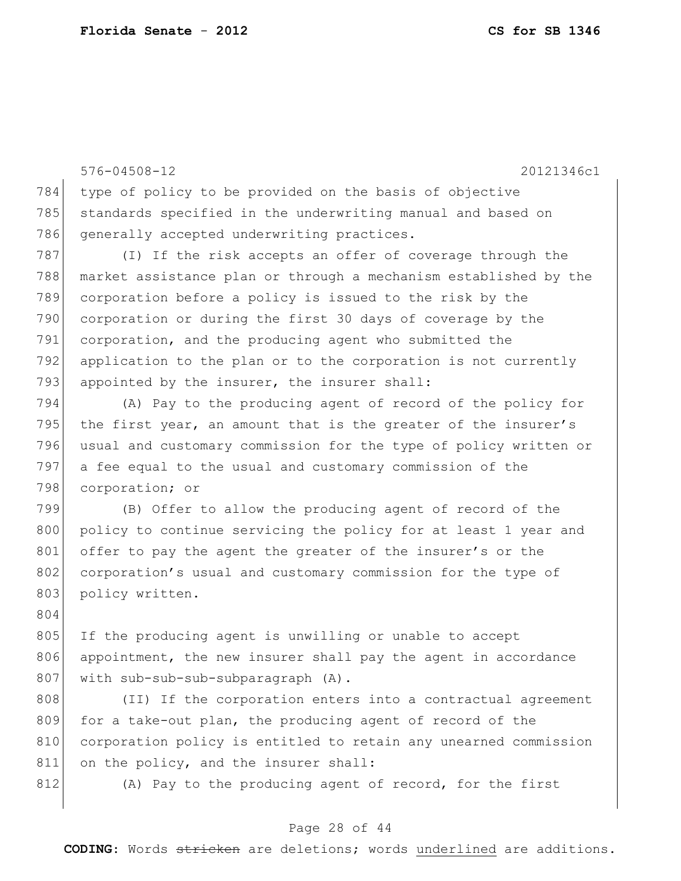type of policy to be provided on the basis of objective standards specified in the underwriting manual and based on generally accepted underwriting practices.

(I) If the risk accepts an offer of coverage through the market assistance plan or through a mechanism established by the corporation before a policy is issued to the risk by the corporation or during the first 30 days of coverage by the corporation, and the producing agent who submitted the application to the plan or to the corporation is not currently appointed by the insurer, the insurer shall:

(A) Pay to the producing agent of record of the policy for the first year, an amount that is the greater of the insurer's usual and customary commission for the type of policy written or a fee equal to the usual and customary commission of the corporation; or

(B) Offer to allow the producing agent of record of the policy to continue servicing the policy for at least 1 year and offer to pay the agent the greater of the insurer's or the corporation's usual and customary commission for the type of policy written.

If the producing agent is unwilling or unable to accept appointment, the new insurer shall pay the agent in accordance with sub-sub-sub-subparagraph (A).

(II) If the corporation enters into a contractual agreement for a take-out plan, the producing agent of record of the corporation policy is entitled to retain any unearned commission on the policy, and the insurer shall:

(A) Pay to the producing agent of record, for the first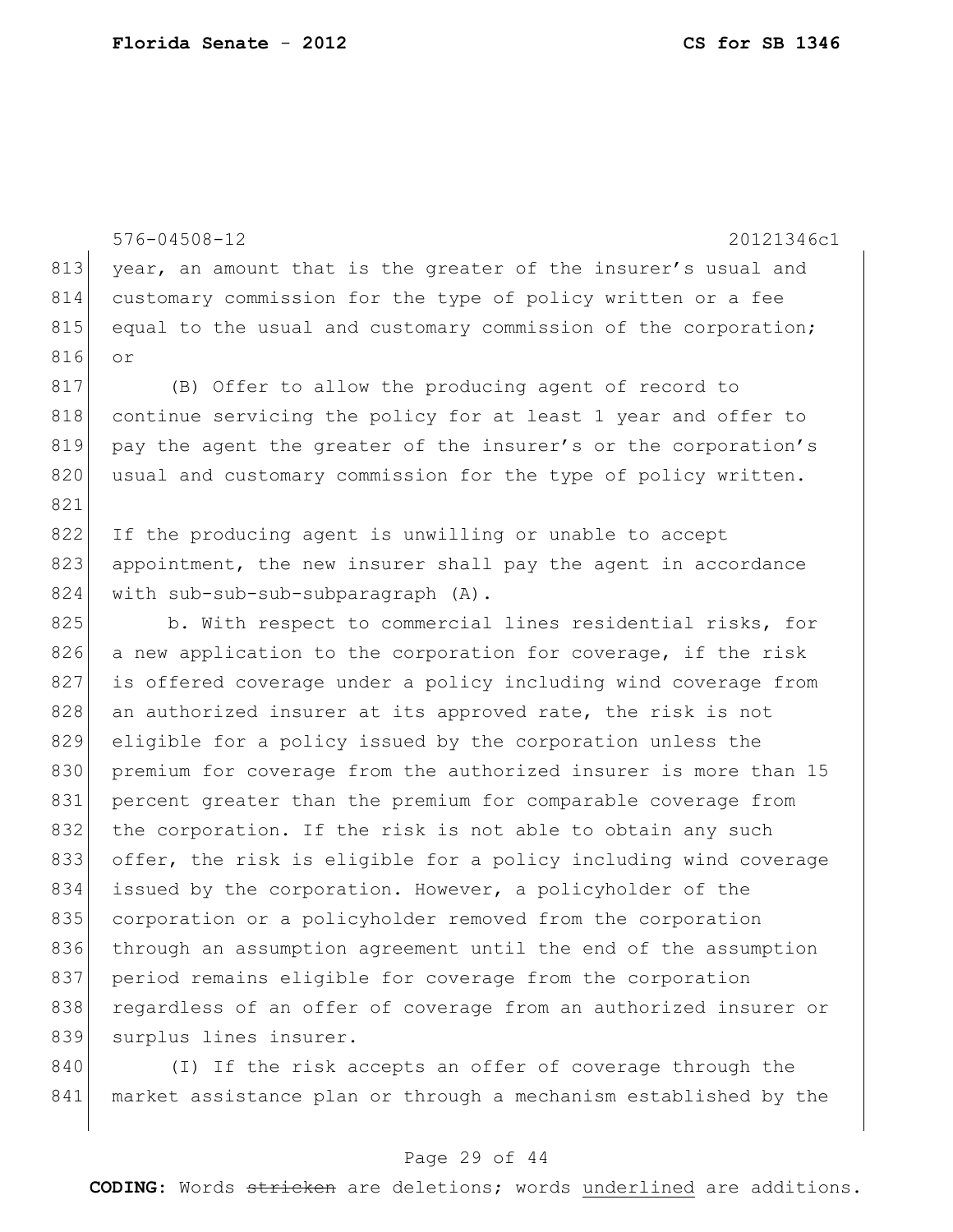year, an amount that is the greater of the insurer's usual and customary commission for the type of policy written or a fee equal to the usual and customary commission of the corporation; or

(B) Offer to allow the producing agent of record to continue servicing the policy for at least 1 year and offer to pay the agent the greater of the insurer's or the corporation's usual and customary commission for the type of policy written.

If the producing agent is unwilling or unable to accept appointment, the new insurer shall pay the agent in accordance with sub-sub-sub-subparagraph (A).

b. With respect to commercial lines residential risks, for a new application to the corporation for coverage, if the risk is offered coverage under a policy including wind coverage from an authorized insurer at its approved rate, the risk is not eligible for a policy issued by the corporation unless the premium for coverage from the authorized insurer is more than 15 percent greater than the premium for comparable coverage from the corporation. If the risk is not able to obtain any such offer, the risk is eligible for a policy including wind coverage issued by the corporation. However, a policyholder of the corporation or a policyholder removed from the corporation through an assumption agreement until the end of the assumption period remains eligible for coverage from the corporation regardless of an offer of coverage from an authorized insurer or surplus lines insurer.

(I) If the risk accepts an offer of coverage through the market assistance plan or through a mechanism established by the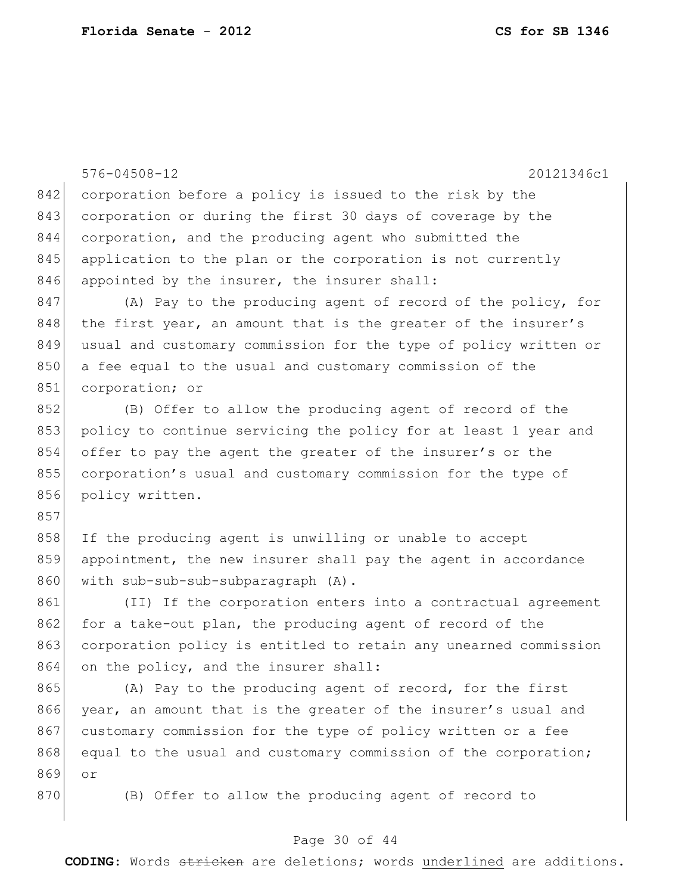corporation before a policy is issued to the risk by the corporation or during the first 30 days of coverage by the corporation, and the producing agent who submitted the application to the plan or the corporation is not currently appointed by the insurer, the insurer shall:

(A) Pay to the producing agent of record of the policy, for the first year, an amount that is the greater of the insurer's usual and customary commission for the type of policy written or a fee equal to the usual and customary commission of the corporation; or

(B) Offer to allow the producing agent of record of the policy to continue servicing the policy for at least 1 year and offer to pay the agent the greater of the insurer's or the corporation's usual and customary commission for the type of policy written.

If the producing agent is unwilling or unable to accept appointment, the new insurer shall pay the agent in accordance with sub-sub-sub-subparagraph (A).

(II) If the corporation enters into a contractual agreement for a take-out plan, the producing agent of record of the corporation policy is entitled to retain any unearned commission on the policy, and the insurer shall:

(A) Pay to the producing agent of record, for the first year, an amount that is the greater of the insurer's usual and customary commission for the type of policy written or a fee equal to the usual and customary commission of the corporation; or

(B) Offer to allow the producing agent of record to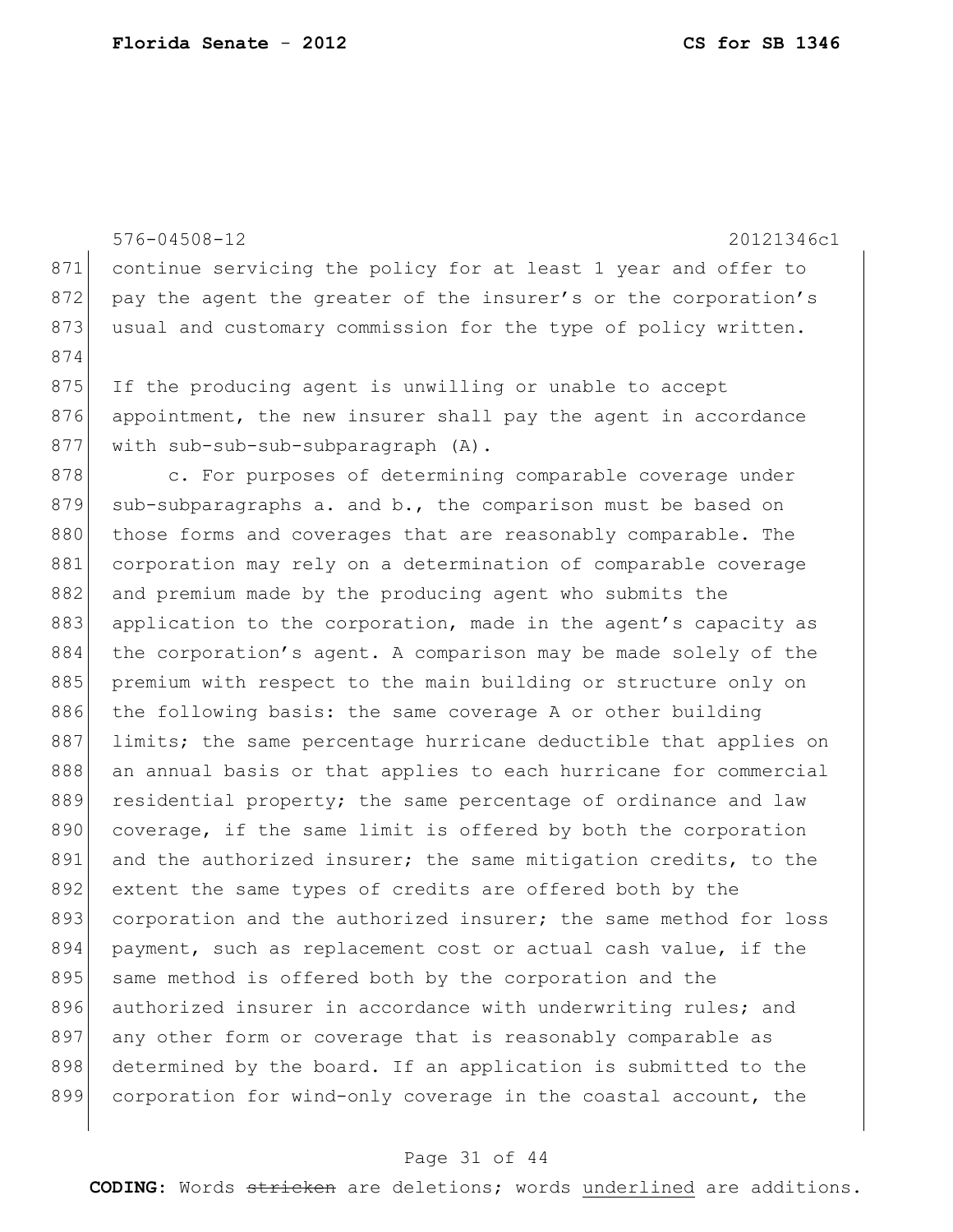continue servicing the policy for at least 1 year and offer to pay the agent the greater of the insurer's or the corporation's usual and customary commission for the type of policy written.

If the producing agent is unwilling or unable to accept appointment, the new insurer shall pay the agent in accordance with sub-sub-sub-subparagraph (A).

c. For purposes of determining comparable coverage under sub-subparagraphs a. and b., the comparison must be based on those forms and coverages that are reasonably comparable. The corporation may rely on a determination of comparable coverage and premium made by the producing agent who submits the application to the corporation, made in the agent's capacity as the corporation's agent. A comparison may be made solely of the premium with respect to the main building or structure only on the following basis: the same coverage A or other building limits; the same percentage hurricane deductible that applies on an annual basis or that applies to each hurricane for commercial residential property; the same percentage of ordinance and law coverage, if the same limit is offered by both the corporation and the authorized insurer; the same mitigation credits, to the extent the same types of credits are offered both by the corporation and the authorized insurer; the same method for loss payment, such as replacement cost or actual cash value, if the same method is offered both by the corporation and the authorized insurer in accordance with underwriting rules; and any other form or coverage that is reasonably comparable as determined by the board. If an application is submitted to the corporation for wind-only coverage in the coastal account, the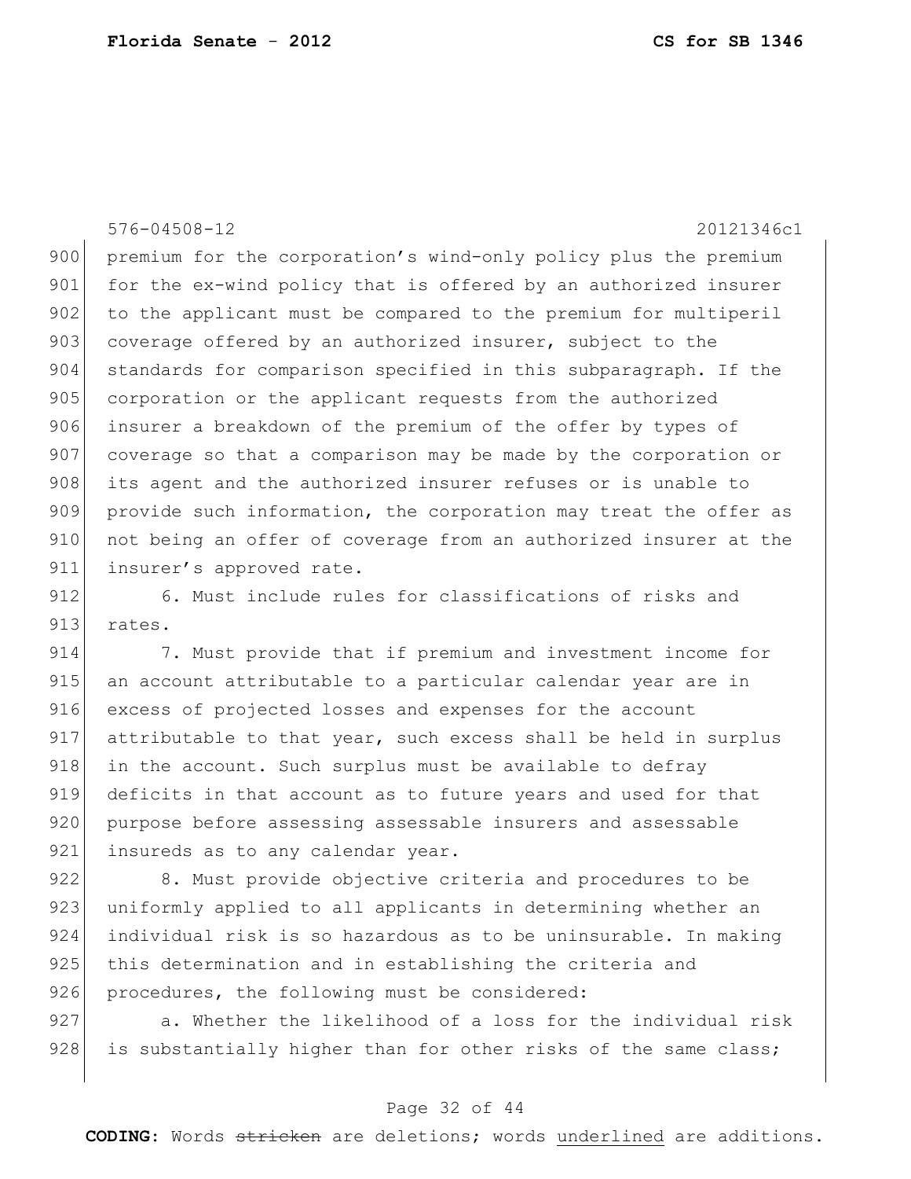premium for the corporation's wind-only policy plus the premium for the ex-wind policy that is offered by an authorized insurer to the applicant must be compared to the premium for multiperil coverage offered by an authorized insurer, subject to the standards for comparison specified in this subparagraph. If the corporation or the applicant requests from the authorized insurer a breakdown of the premium of the offer by types of coverage so that a comparison may be made by the corporation or its agent and the authorized insurer refuses or is unable to provide such information, the corporation may treat the offer as not being an offer of coverage from an authorized insurer at the insurer's approved rate.

6. Must include rules for classifications of risks and rates.

7. Must provide that if premium and investment income for an account attributable to a particular calendar year are in excess of projected losses and expenses for the account attributable to that year, such excess shall be held in surplus in the account. Such surplus must be available to defray deficits in that account as to future years and used for that purpose before assessing assessable insurers and assessable insureds as to any calendar year.

8. Must provide objective criteria and procedures to be uniformly applied to all applicants in determining whether an individual risk is so hazardous as to be uninsurable. In making this determination and in establishing the criteria and procedures, the following must be considered:

a. Whether the likelihood of a loss for the individual risk is substantially higher than for other risks of the same class;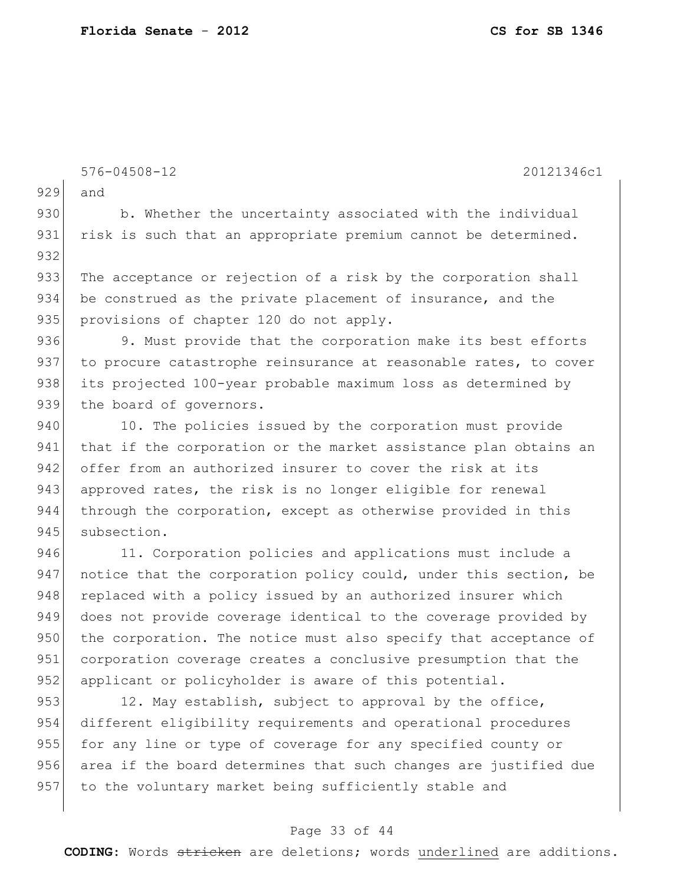576-04508-12 20121346c1

and

b. Whether the uncertainty associated with the individual risk is such that an appropriate premium cannot be determined.

The acceptance or rejection of a risk by the corporation shall be construed as the private placement of insurance, and the provisions of chapter 120 do not apply.

9. Must provide that the corporation make its best efforts to procure catastrophe reinsurance at reasonable rates, to cover its projected 100-year probable maximum loss as determined by the board of governors.

10. The policies issued by the corporation must provide that if the corporation or the market assistance plan obtains an offer from an authorized insurer to cover the risk at its approved rates, the risk is no longer eligible for renewal through the corporation, except as otherwise provided in this subsection.

11. Corporation policies and applications must include a notice that the corporation policy could, under this section, be replaced with a policy issued by an authorized insurer which does not provide coverage identical to the coverage provided by the corporation. The notice must also specify that acceptance of corporation coverage creates a conclusive presumption that the applicant or policyholder is aware of this potential.

12. May establish, subject to approval by the office, different eligibility requirements and operational procedures for any line or type of coverage for any specified county or area if the board determines that such changes are justified due to the voluntary market being sufficiently stable and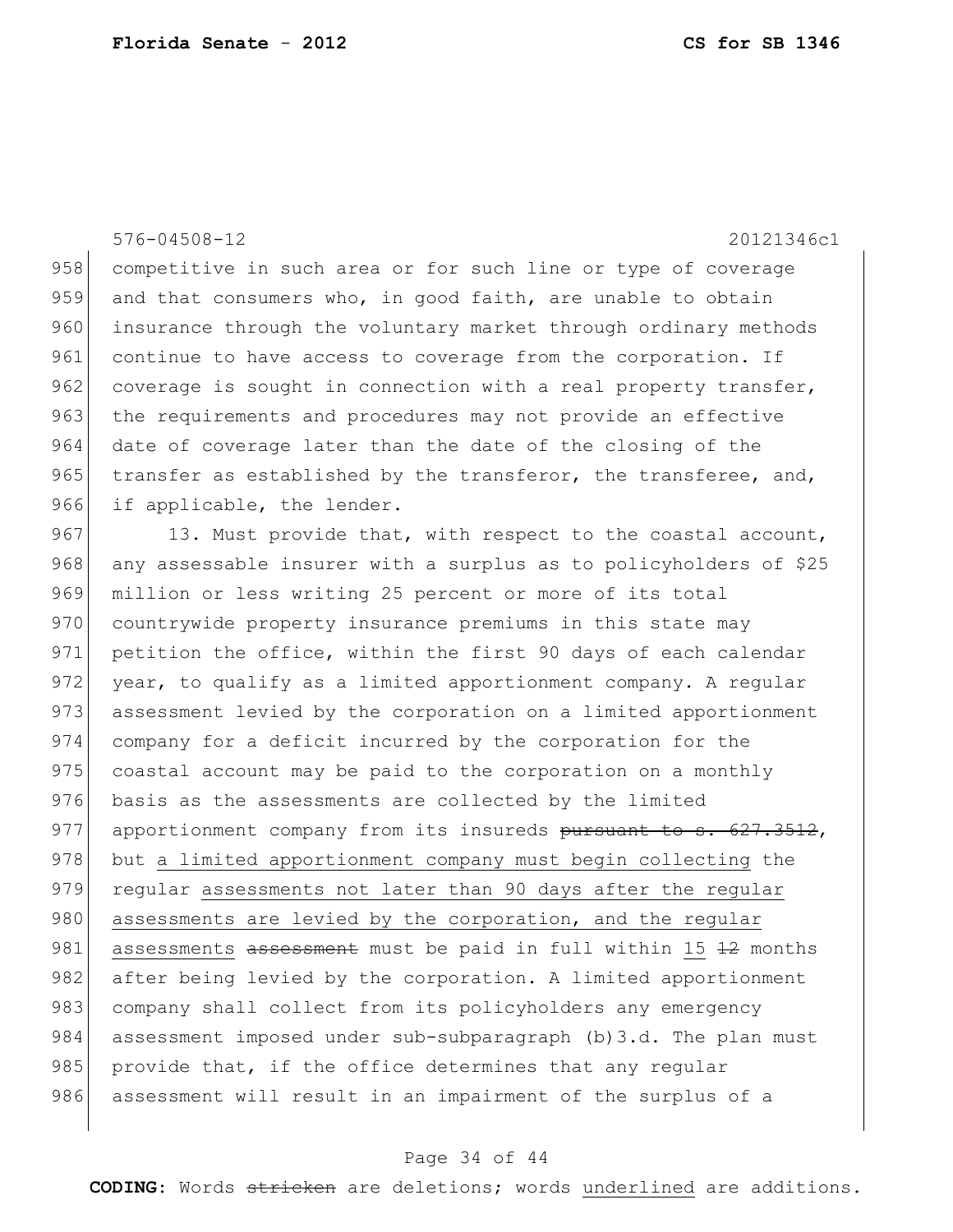competitive in such area or for such line or type of coverage and that consumers who, in good faith, are unable to obtain insurance through the voluntary market through ordinary methods continue to have access to coverage from the corporation. If coverage is sought in connection with a real property transfer, the requirements and procedures may not provide an effective date of coverage later than the date of the closing of the transfer as established by the transferor, the transferee, and, if applicable, the lender.

13. Must provide that, with respect to the coastal account, any assessable insurer with a surplus as to policyholders of $25 million or less writing 25 percent or more of its total countrywide property insurance premiums in this state may petition the office, within the first 90 days of each calendar year, to qualify as a limited apportionment company. A regular assessment levied by the corporation on a limited apportionment company for a deficit incurred by the corporation for the coastal account may be paid to the corporation on a monthly basis as the assessments are collected by the limited apportionment company from its insureds ~~pursuant to s. 627.3512~~, but a limited apportionment company must begin collecting the regular assessments not later than 90 days after the regular assessments are levied by the corporation, and the regular assessments ~~assessment~~ must be paid in full within 15 ~~12~~ months after being levied by the corporation. A limited apportionment company shall collect from its policyholders any emergency assessment imposed under sub-subparagraph (b)3.d. The plan must provide that, if the office determines that any regular assessment will result in an impairment of the surplus of a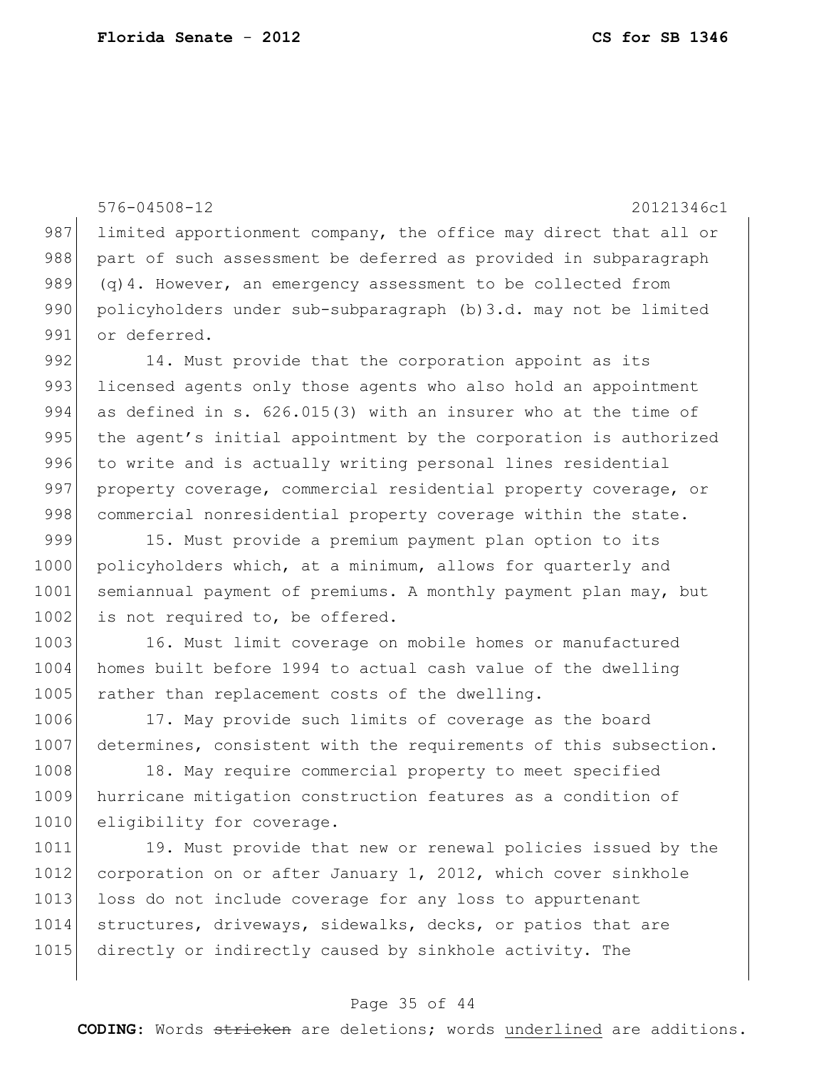limited apportionment company, the office may direct that all or part of such assessment be deferred as provided in subparagraph (q)4. However, an emergency assessment to be collected from policyholders under sub-subparagraph (b)3.d. may not be limited or deferred.

14. Must provide that the corporation appoint as its licensed agents only those agents who also hold an appointment as defined in s. 626.015(3) with an insurer who at the time of the agent's initial appointment by the corporation is authorized to write and is actually writing personal lines residential property coverage, commercial residential property coverage, or commercial nonresidential property coverage within the state.

15. Must provide a premium payment plan option to its policyholders which, at a minimum, allows for quarterly and semiannual payment of premiums. A monthly payment plan may, but is not required to, be offered.

16. Must limit coverage on mobile homes or manufactured homes built before 1994 to actual cash value of the dwelling rather than replacement costs of the dwelling.

17. May provide such limits of coverage as the board determines, consistent with the requirements of this subsection.

18. May require commercial property to meet specified hurricane mitigation construction features as a condition of eligibility for coverage.

19. Must provide that new or renewal policies issued by the corporation on or after January 1, 2012, which cover sinkhole loss do not include coverage for any loss to appurtenant structures, driveways, sidewalks, decks, or patios that are directly or indirectly caused by sinkhole activity. The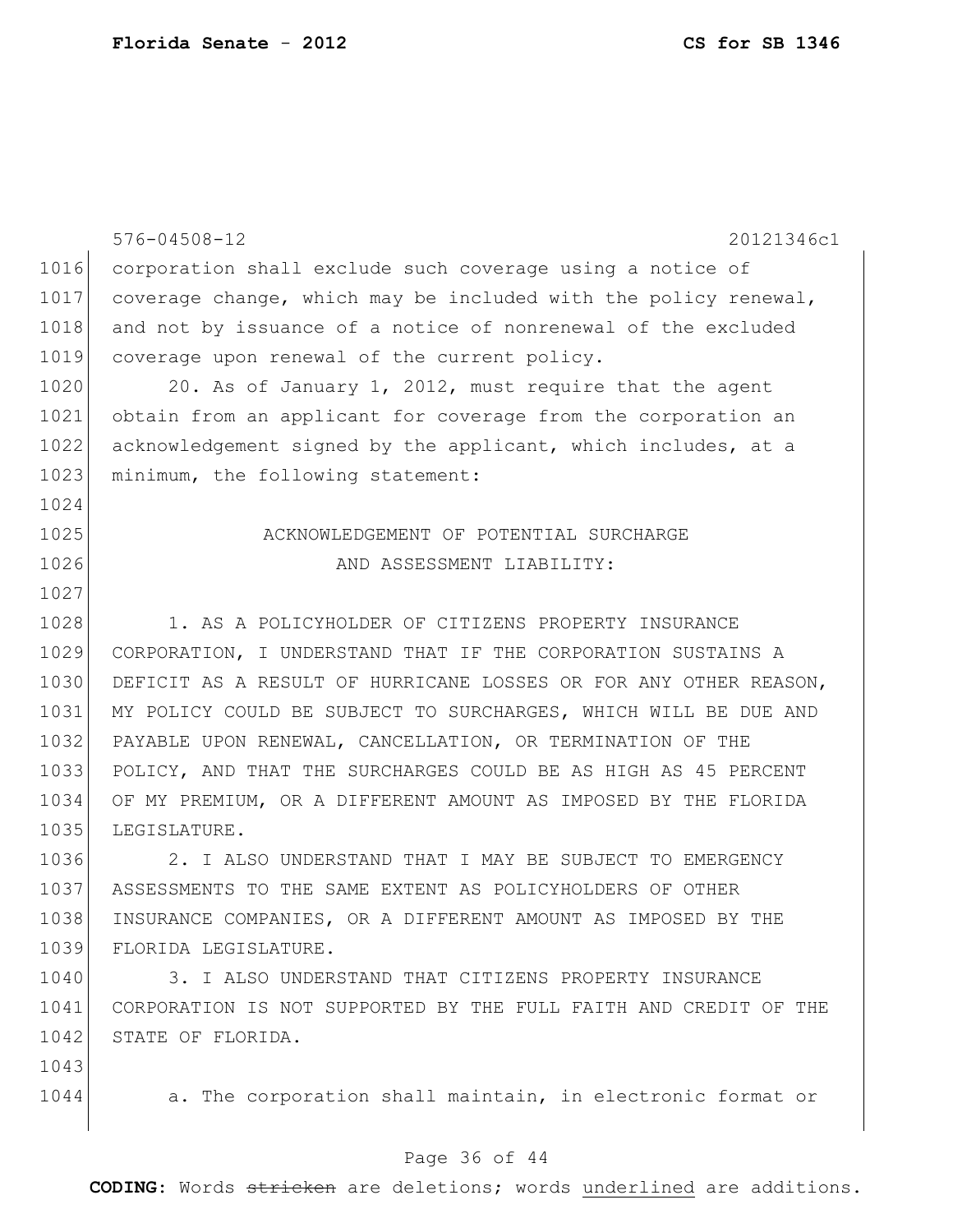corporation shall exclude such coverage using a notice of coverage change, which may be included with the policy renewal, and not by issuance of a notice of nonrenewal of the excluded coverage upon renewal of the current policy.

20. As of January 1, 2012, must require that the agent obtain from an applicant for coverage from the corporation an acknowledgement signed by the applicant, which includes, at a minimum, the following statement:

ACKNOWLEDGEMENT OF POTENTIAL SURCHARGE AND ASSESSMENT LIABILITY:

1. AS A POLICYHOLDER OF CITIZENS PROPERTY INSURANCE CORPORATION, I UNDERSTAND THAT IF THE CORPORATION SUSTAINS A DEFICIT AS A RESULT OF HURRICANE LOSSES OR FOR ANY OTHER REASON, MY POLICY COULD BE SUBJECT TO SURCHARGES, WHICH WILL BE DUE AND PAYABLE UPON RENEWAL, CANCELLATION, OR TERMINATION OF THE POLICY, AND THAT THE SURCHARGES COULD BE AS HIGH AS 45 PERCENT OF MY PREMIUM, OR A DIFFERENT AMOUNT AS IMPOSED BY THE FLORIDA LEGISLATURE.

2. I ALSO UNDERSTAND THAT I MAY BE SUBJECT TO EMERGENCY ASSESSMENTS TO THE SAME EXTENT AS POLICYHOLDERS OF OTHER INSURANCE COMPANIES, OR A DIFFERENT AMOUNT AS IMPOSED BY THE FLORIDA LEGISLATURE.

3. I ALSO UNDERSTAND THAT CITIZENS PROPERTY INSURANCE CORPORATION IS NOT SUPPORTED BY THE FULL FAITH AND CREDIT OF THE STATE OF FLORIDA.

a. The corporation shall maintain, in electronic format or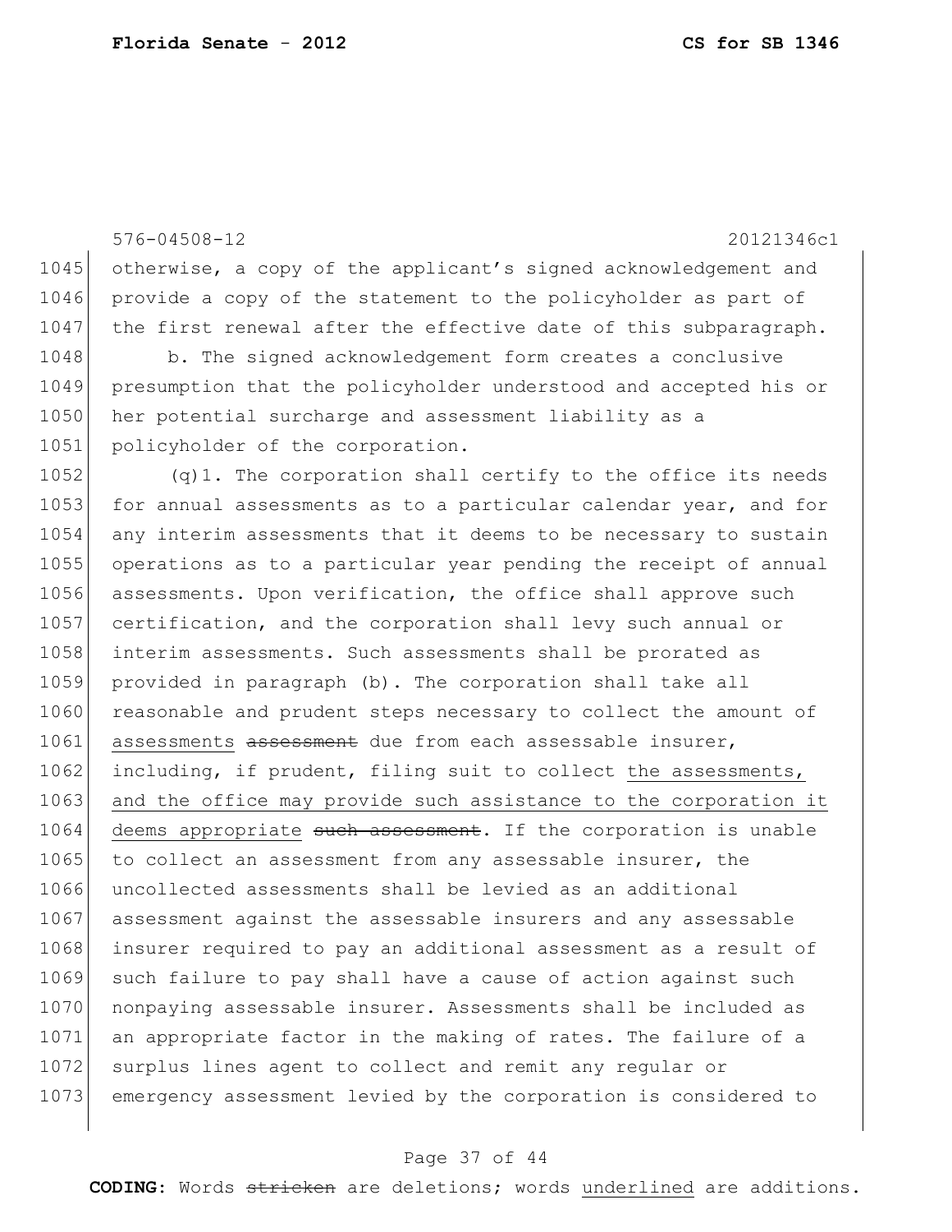576-04508-12 20121346c1

1045 otherwise, a copy of the applicant's signed acknowledgement and
1046 provide a copy of the statement to the policyholder as part of
1047 the first renewal after the effective date of this subparagraph.

1048 b. The signed acknowledgement form creates a conclusive
1049 presumption that the policyholder understood and accepted his or
1050 her potential surcharge and assessment liability as a
1051 policyholder of the corporation.

1052 (q)1. The corporation shall certify to the office its needs
1053 for annual assessments as to a particular calendar year, and for
1054 any interim assessments that it deems to be necessary to sustain
1055 operations as to a particular year pending the receipt of annual
1056 assessments. Upon verification, the office shall approve such
1057 certification, and the corporation shall levy such annual or
1058 interim assessments. Such assessments shall be prorated as
1059 provided in paragraph (b). The corporation shall take all
1060 reasonable and prudent steps necessary to collect the amount of
1061 <u>assessments</u> ~~assessment~~ due from each assessable insurer,
1062 including, if prudent, filing suit to collect <u>the assessments,</u>
1063 <u>and the office may provide such assistance to the corporation it</u>
1064 <u>deems appropriate</u> ~~such assessment~~. If the corporation is unable
1065 to collect an assessment from any assessable insurer, the
1066 uncollected assessments shall be levied as an additional
1067 assessment against the assessable insurers and any assessable
1068 insurer required to pay an additional assessment as a result of
1069 such failure to pay shall have a cause of action against such
1070 nonpaying assessable insurer. Assessments shall be included as
1071 an appropriate factor in the making of rates. The failure of a
1072 surplus lines agent to collect and remit any regular or
1073 emergency assessment levied by the corporation is considered to

**CODING:** Words ~~stricken~~ are deletions; words <u>underlined</u> are additions.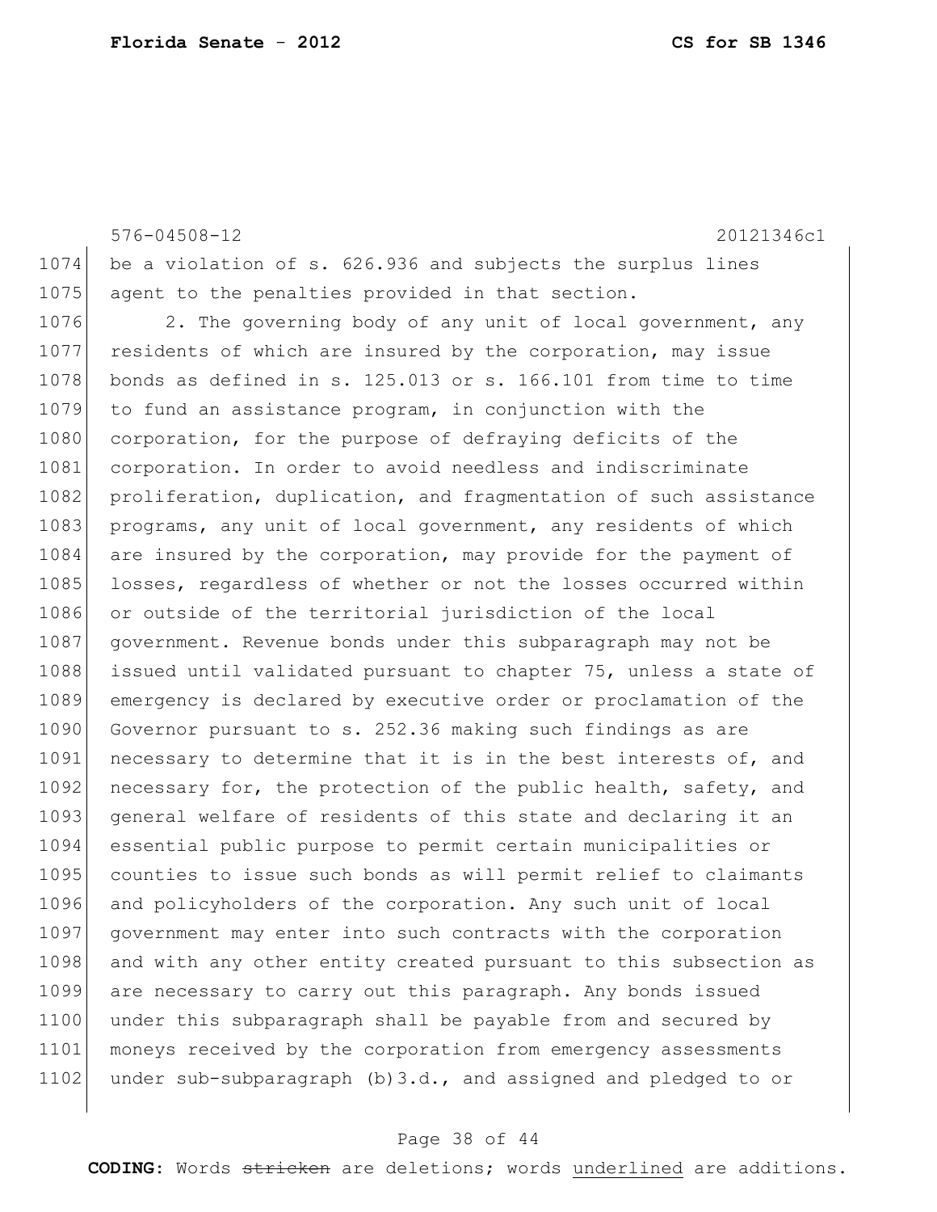be a violation of s. 626.936 and subjects the surplus lines agent to the penalties provided in that section.

2. The governing body of any unit of local government, any residents of which are insured by the corporation, may issue bonds as defined in s. 125.013 or s. 166.101 from time to time to fund an assistance program, in conjunction with the corporation, for the purpose of defraying deficits of the corporation. In order to avoid needless and indiscriminate proliferation, duplication, and fragmentation of such assistance programs, any unit of local government, any residents of which are insured by the corporation, may provide for the payment of losses, regardless of whether or not the losses occurred within or outside of the territorial jurisdiction of the local government. Revenue bonds under this subparagraph may not be issued until validated pursuant to chapter 75, unless a state of emergency is declared by executive order or proclamation of the Governor pursuant to s. 252.36 making such findings as are necessary to determine that it is in the best interests of, and necessary for, the protection of the public health, safety, and general welfare of residents of this state and declaring it an essential public purpose to permit certain municipalities or counties to issue such bonds as will permit relief to claimants and policyholders of the corporation. Any such unit of local government may enter into such contracts with the corporation and with any other entity created pursuant to this subsection as are necessary to carry out this paragraph. Any bonds issued under this subparagraph shall be payable from and secured by moneys received by the corporation from emergency assessments under sub-subparagraph (b)3.d., and assigned and pledged to or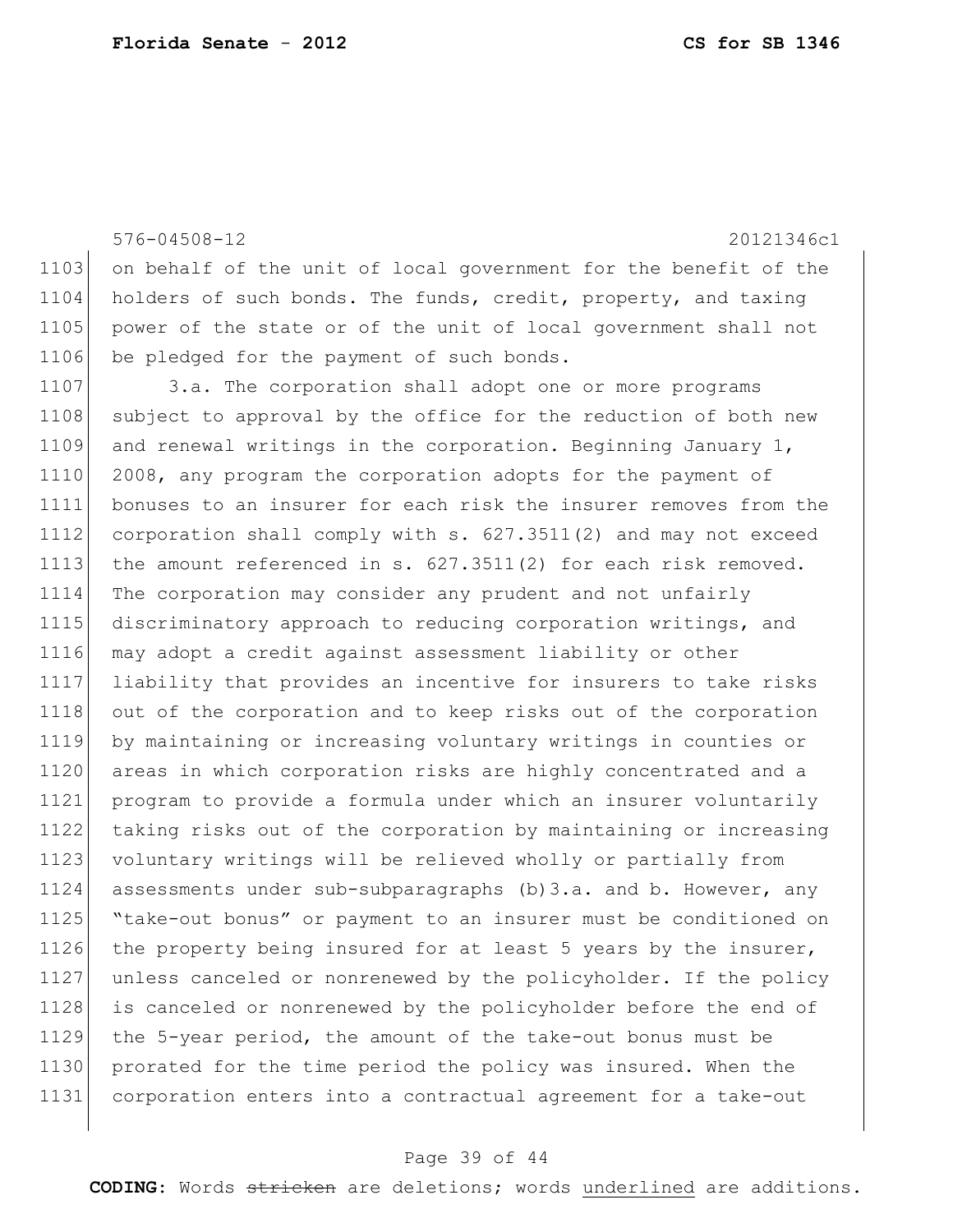on behalf of the unit of local government for the benefit of the holders of such bonds. The funds, credit, property, and taxing power of the state or of the unit of local government shall not be pledged for the payment of such bonds.

3.a. The corporation shall adopt one or more programs subject to approval by the office for the reduction of both new and renewal writings in the corporation. Beginning January 1, 2008, any program the corporation adopts for the payment of bonuses to an insurer for each risk the insurer removes from the corporation shall comply with s. 627.3511(2) and may not exceed the amount referenced in s. 627.3511(2) for each risk removed. The corporation may consider any prudent and not unfairly discriminatory approach to reducing corporation writings, and may adopt a credit against assessment liability or other liability that provides an incentive for insurers to take risks out of the corporation and to keep risks out of the corporation by maintaining or increasing voluntary writings in counties or areas in which corporation risks are highly concentrated and a program to provide a formula under which an insurer voluntarily taking risks out of the corporation by maintaining or increasing voluntary writings will be relieved wholly or partially from assessments under sub-subparagraphs (b)3.a. and b. However, any "take-out bonus" or payment to an insurer must be conditioned on the property being insured for at least 5 years by the insurer, unless canceled or nonrenewed by the policyholder. If the policy is canceled or nonrenewed by the policyholder before the end of the 5-year period, the amount of the take-out bonus must be prorated for the time period the policy was insured. When the corporation enters into a contractual agreement for a take-out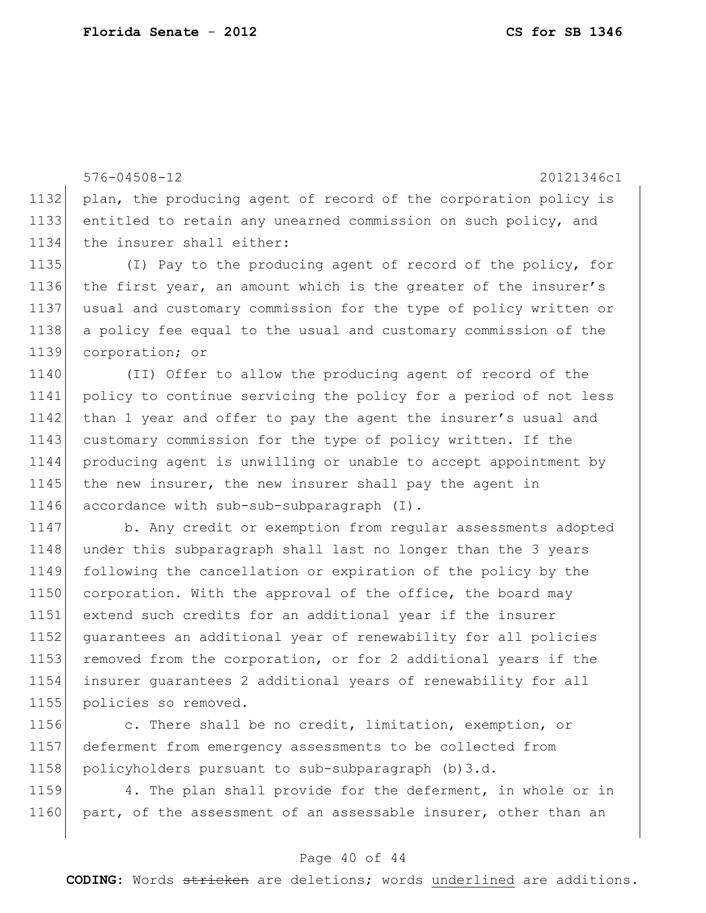plan, the producing agent of record of the corporation policy is entitled to retain any unearned commission on such policy, and the insurer shall either:

(I) Pay to the producing agent of record of the policy, for the first year, an amount which is the greater of the insurer's usual and customary commission for the type of policy written or a policy fee equal to the usual and customary commission of the corporation; or

(II) Offer to allow the producing agent of record of the policy to continue servicing the policy for a period of not less than 1 year and offer to pay the agent the insurer's usual and customary commission for the type of policy written. If the producing agent is unwilling or unable to accept appointment by the new insurer, the new insurer shall pay the agent in accordance with sub-sub-subparagraph (I).

b. Any credit or exemption from regular assessments adopted under this subparagraph shall last no longer than the 3 years following the cancellation or expiration of the policy by the corporation. With the approval of the office, the board may extend such credits for an additional year if the insurer guarantees an additional year of renewability for all policies removed from the corporation, or for 2 additional years if the insurer guarantees 2 additional years of renewability for all policies so removed.

c. There shall be no credit, limitation, exemption, or deferment from emergency assessments to be collected from policyholders pursuant to sub-subparagraph (b)3.d.

4. The plan shall provide for the deferment, in whole or in part, of the assessment of an assessable insurer, other than an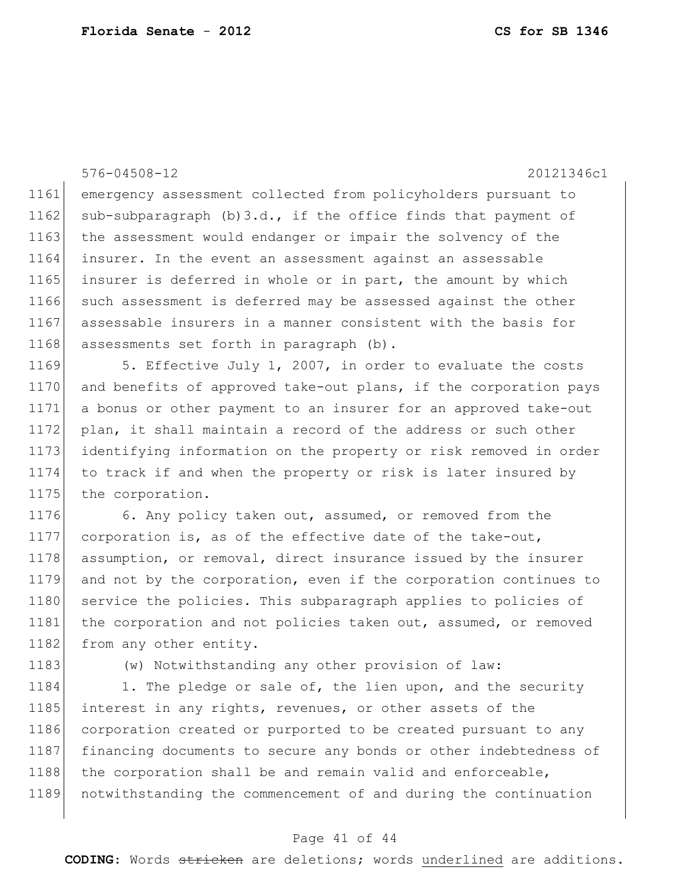emergency assessment collected from policyholders pursuant to sub-subparagraph (b)3.d., if the office finds that payment of the assessment would endanger or impair the solvency of the insurer. In the event an assessment against an assessable insurer is deferred in whole or in part, the amount by which such assessment is deferred may be assessed against the other assessable insurers in a manner consistent with the basis for assessments set forth in paragraph (b).

5. Effective July 1, 2007, in order to evaluate the costs and benefits of approved take-out plans, if the corporation pays a bonus or other payment to an insurer for an approved take-out plan, it shall maintain a record of the address or such other identifying information on the property or risk removed in order to track if and when the property or risk is later insured by the corporation.

6. Any policy taken out, assumed, or removed from the corporation is, as of the effective date of the take-out, assumption, or removal, direct insurance issued by the insurer and not by the corporation, even if the corporation continues to service the policies. This subparagraph applies to policies of the corporation and not policies taken out, assumed, or removed from any other entity.

(w) Notwithstanding any other provision of law:

1. The pledge or sale of, the lien upon, and the security interest in any rights, revenues, or other assets of the corporation created or purported to be created pursuant to any financing documents to secure any bonds or other indebtedness of the corporation shall be and remain valid and enforceable, notwithstanding the commencement of and during the continuation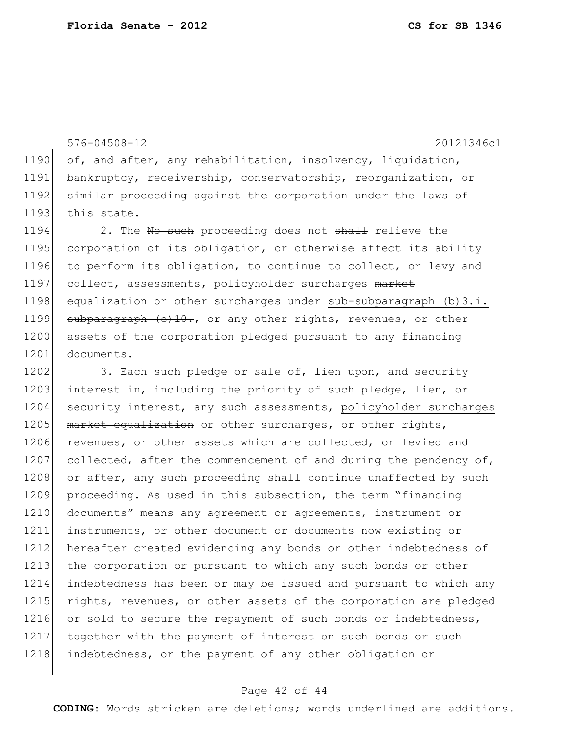576-04508-12 20121346c1

1190 of, and after, any rehabilitation, insolvency, liquidation,
1191 bankruptcy, receivership, conservatorship, reorganization, or
1192 similar proceeding against the corporation under the laws of
1193 this state.

1194 2. The ~~No such~~ proceeding does not ~~shall~~ relieve the
1195 corporation of its obligation, or otherwise affect its ability
1196 to perform its obligation, to continue to collect, or levy and
1197 collect, assessments, policyholder surcharges ~~market~~
1198 ~~equalization~~ or other surcharges under sub-subparagraph (b)3.i.
1199 ~~subparagraph (c)10.~~, or any other rights, revenues, or other
1200 assets of the corporation pledged pursuant to any financing
1201 documents.

1202 3. Each such pledge or sale of, lien upon, and security
1203 interest in, including the priority of such pledge, lien, or
1204 security interest, any such assessments, policyholder surcharges
1205 ~~market equalization~~ or other surcharges, or other rights,
1206 revenues, or other assets which are collected, or levied and
1207 collected, after the commencement of and during the pendency of,
1208 or after, any such proceeding shall continue unaffected by such
1209 proceeding. As used in this subsection, the term "financing
1210 documents" means any agreement or agreements, instrument or
1211 instruments, or other document or documents now existing or
1212 hereafter created evidencing any bonds or other indebtedness of
1213 the corporation or pursuant to which any such bonds or other
1214 indebtedness has been or may be issued and pursuant to which any
1215 rights, revenues, or other assets of the corporation are pledged
1216 or sold to secure the repayment of such bonds or indebtedness,
1217 together with the payment of interest on such bonds or such
1218 indebtedness, or the payment of any other obligation or

**CODING:** Words ~~stricken~~ are deletions; words underlined are additions.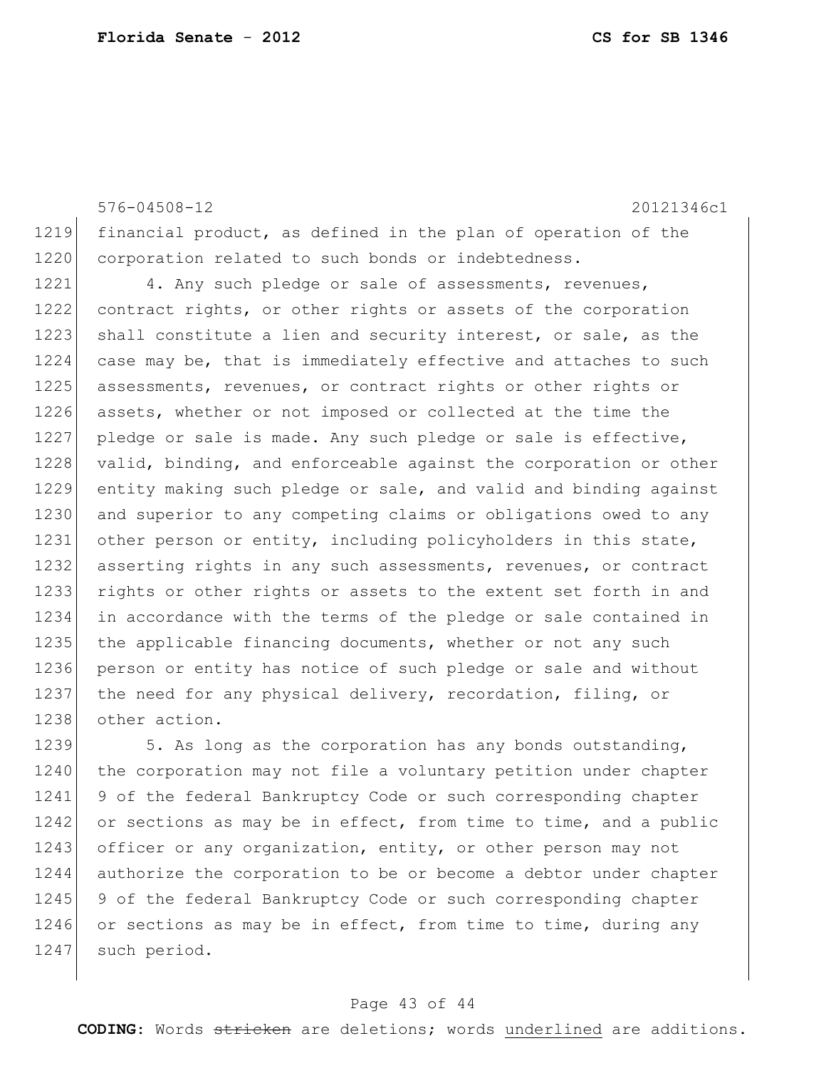financial product, as defined in the plan of operation of the corporation related to such bonds or indebtedness.

4. Any such pledge or sale of assessments, revenues, contract rights, or other rights or assets of the corporation shall constitute a lien and security interest, or sale, as the case may be, that is immediately effective and attaches to such assessments, revenues, or contract rights or other rights or assets, whether or not imposed or collected at the time the pledge or sale is made. Any such pledge or sale is effective, valid, binding, and enforceable against the corporation or other entity making such pledge or sale, and valid and binding against and superior to any competing claims or obligations owed to any other person or entity, including policyholders in this state, asserting rights in any such assessments, revenues, or contract rights or other rights or assets to the extent set forth in and in accordance with the terms of the pledge or sale contained in the applicable financing documents, whether or not any such person or entity has notice of such pledge or sale and without the need for any physical delivery, recordation, filing, or other action.

5. As long as the corporation has any bonds outstanding, the corporation may not file a voluntary petition under chapter 9 of the federal Bankruptcy Code or such corresponding chapter or sections as may be in effect, from time to time, and a public officer or any organization, entity, or other person may not authorize the corporation to be or become a debtor under chapter 9 of the federal Bankruptcy Code or such corresponding chapter or sections as may be in effect, from time to time, during any such period.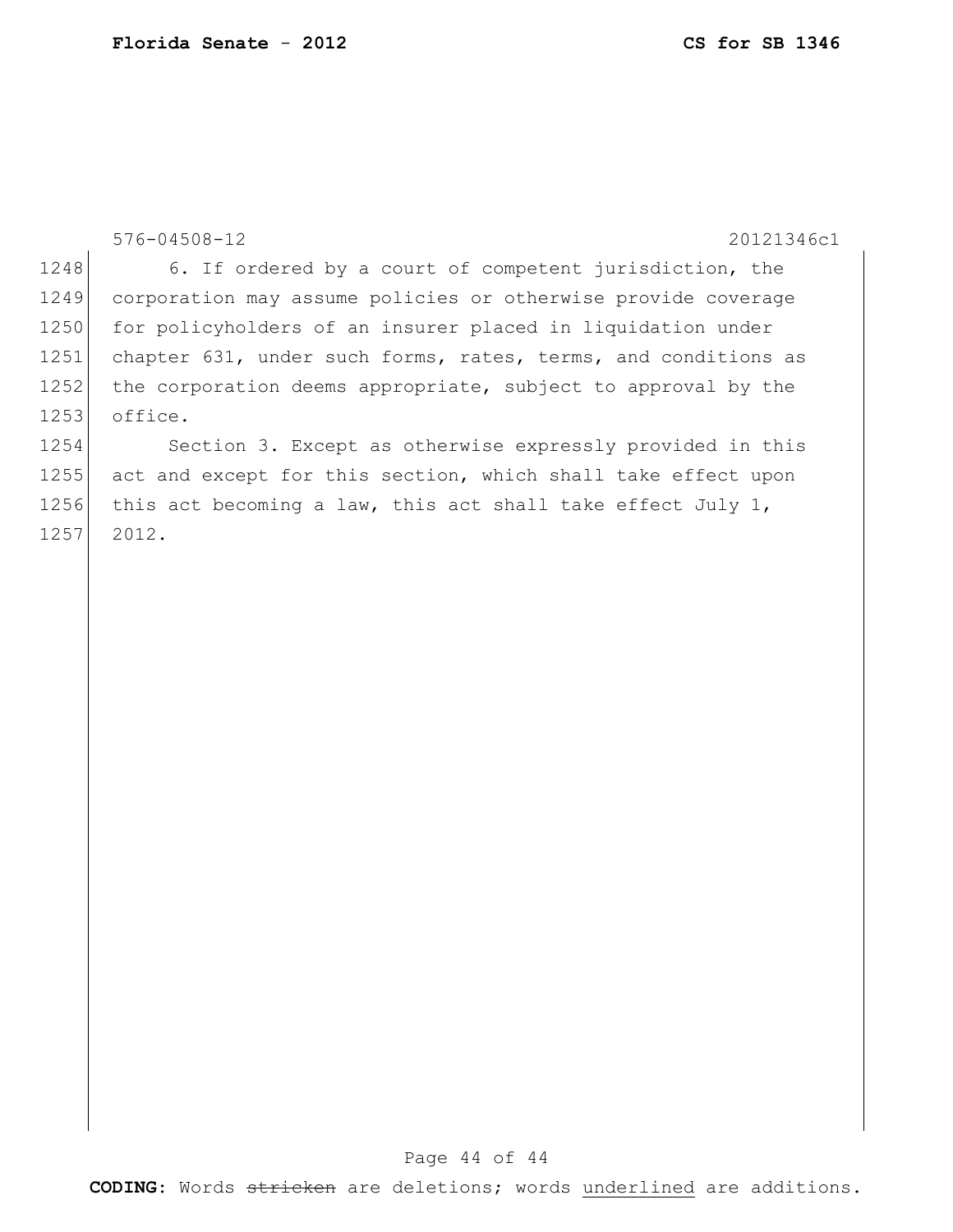6. If ordered by a court of competent jurisdiction, the corporation may assume policies or otherwise provide coverage for policyholders of an insurer placed in liquidation under chapter 631, under such forms, rates, terms, and conditions as the corporation deems appropriate, subject to approval by the office.

Section 3. Except as otherwise expressly provided in this act and except for this section, which shall take effect upon this act becoming a law, this act shall take effect July 1, 2012.